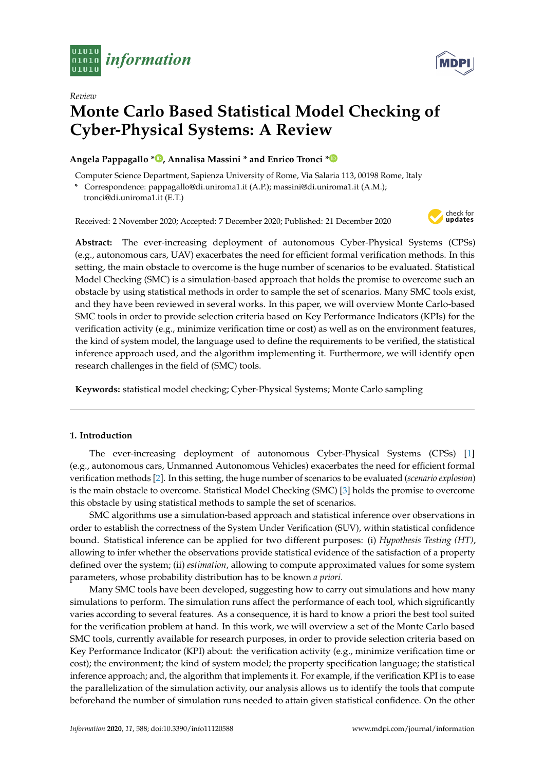Review

# Monte Carlo Based Statistical Model Checking of Cyber-Physical Systems: A Review

**Angela Pappagallo \*, Annalisa Massini \* and Enrico Tronci \***

Computer Science Department, Sapienza University of Rome, Via Salaria 113, 00198 Rome, Italy

\* Correspondence: pappagallo@di.uniroma1.it (A.P.); massini@di.uniroma1.it (A.M.); tronci@di.uniroma1.it (E.T.)

Received: 2 November 2020; Accepted: 7 December 2020; Published: 21 December 2020

**Abstract:** The ever-increasing deployment of autonomous Cyber-Physical Systems (CPSs) (e.g., autonomous cars, UAV) exacerbates the need for efficient formal verification methods. In this setting, the main obstacle to overcome is the huge number of scenarios to be evaluated. Statistical Model Checking (SMC) is a simulation-based approach that holds the promise to overcome such an obstacle by using statistical methods in order to sample the set of scenarios. Many SMC tools exist, and they have been reviewed in several works. In this paper, we will overview Monte Carlo-based SMC tools in order to provide selection criteria based on Key Performance Indicators (KPIs) for the verification activity (e.g., minimize verification time or cost) as well as on the environment features, the kind of system model, the language used to define the requirements to be verified, the statistical inference approach used, and the algorithm implementing it. Furthermore, we will identify open research challenges in the field of (SMC) tools.

**Keywords:** statistical model checking; Cyber-Physical Systems; Monte Carlo sampling

## 1. Introduction

The ever-increasing deployment of autonomous Cyber-Physical Systems (CPSs) [1] (e.g., autonomous cars, Unmanned Autonomous Vehicles) exacerbates the need for efficient formal verification methods [2]. In this setting, the huge number of scenarios to be evaluated (*scenario explosion*) is the main obstacle to overcome. Statistical Model Checking (SMC) [3] holds the promise to overcome this obstacle by using statistical methods to sample the set of scenarios.

SMC algorithms use a simulation-based approach and statistical inference over observations in order to establish the correctness of the System Under Verification (SUV), within statistical confidence bound. Statistical inference can be applied for two different purposes: (i) *Hypothesis Testing (HT)*, allowing to infer whether the observations provide statistical evidence of the satisfaction of a property defined over the system; (ii) *estimation*, allowing to compute approximated values for some system parameters, whose probability distribution has to be known *a priori*.

Many SMC tools have been developed, suggesting how to carry out simulations and how many simulations to perform. The simulation runs affect the performance of each tool, which significantly varies according to several features. As a consequence, it is hard to know a priori the best tool suited for the verification problem at hand. In this work, we will overview a set of the Monte Carlo based SMC tools, currently available for research purposes, in order to provide selection criteria based on Key Performance Indicator (KPI) about: the verification activity (e.g., minimize verification time or cost); the environment; the kind of system model; the property specification language; the statistical inference approach; and, the algorithm that implements it. For example, if the verification KPI is to ease the parallelization of the simulation activity, our analysis allows us to identify the tools that compute beforehand the number of simulation runs needed to attain given statistical confidence. On the other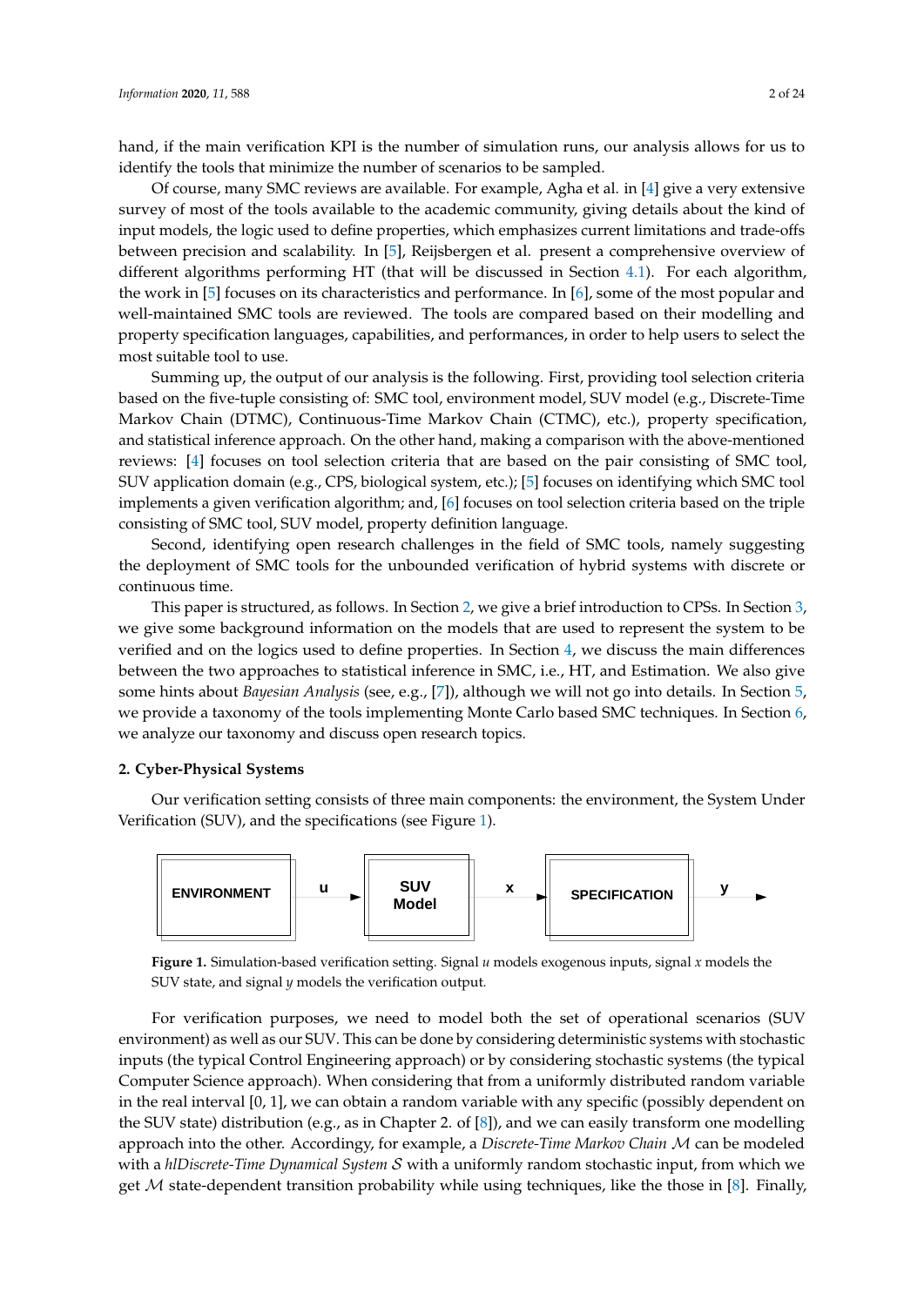hand, if the main verification KPI is the number of simulation runs, our analysis allows for us to identify the tools that minimize the number of scenarios to be sampled.

Of course, many SMC reviews are available. For example, Agha et al. in [4] give a very extensive survey of most of the tools available to the academic community, giving details about the kind of input models, the logic used to define properties, which emphasizes current limitations and trade-offs between precision and scalability. In [5], Reijsbergen et al. present a comprehensive overview of different algorithms performing HT (that will be discussed in Section 4.1). For each algorithm, the work in [5] focuses on its characteristics and performance. In [6], some of the most popular and well-maintained SMC tools are reviewed. The tools are compared based on their modelling and property specification languages, capabilities, and performances, in order to help users to select the most suitable tool to use.

Summing up, the output of our analysis is the following. First, providing tool selection criteria based on the five-tuple consisting of: SMC tool, environment model, SUV model (e.g., Discrete-Time Markov Chain (DTMC), Continuous-Time Markov Chain (CTMC), etc.), property specification, and statistical inference approach. On the other hand, making a comparison with the above-mentioned reviews: [4] focuses on tool selection criteria that are based on the pair consisting of SMC tool, SUV application domain (e.g., CPS, biological system, etc.); [5] focuses on identifying which SMC tool implements a given verification algorithm; and, [6] focuses on tool selection criteria based on the triple consisting of SMC tool, SUV model, property definition language.

Second, identifying open research challenges in the field of SMC tools, namely suggesting the deployment of SMC tools for the unbounded verification of hybrid systems with discrete or continuous time.

This paper is structured, as follows. In Section 2, we give a brief introduction to CPSs. In Section 3, we give some background information on the models that are used to represent the system to be verified and on the logics used to define properties. In Section 4, we discuss the main differences between the two approaches to statistical inference in SMC, i.e., HT, and Estimation. We also give some hints about *Bayesian Analysis* (see, e.g., [7]), although we will not go into details. In Section 5, we provide a taxonomy of the tools implementing Monte Carlo based SMC techniques. In Section 6, we analyze our taxonomy and discuss open research topics.

## 2. Cyber-Physical Systems

Our verification setting consists of three main components: the environment, the System Under Verification (SUV), and the specifications (see Figure 1).

ENVIRONMENT → u → SUV Model → x → SPECIFICATION → y →

**Figure 1.** Simulation-based verification setting. Signal $u$ models exogenous inputs, signal $x$ models the SUV state, and signal $y$ models the verification output.

For verification purposes, we need to model both the set of operational scenarios (SUV environment) as well as our SUV. This can be done by considering deterministic systems with stochastic inputs (the typical Control Engineering approach) or by considering stochastic systems (the typical Computer Science approach). When considering that from a uniformly distributed random variable in the real interval [0, 1], we can obtain a random variable with any specific (possibly dependent on the SUV state) distribution (e.g., as in Chapter 2. of [8]), and we can easily transform one modelling approach into the other. Accordingy, for example, a *Discrete-Time Markov Chain* $\mathcal{M}$ can be modeled with a *hlDiscrete-Time Dynamical System* $\mathcal{S}$ with a uniformly random stochastic input, from which we get $\mathcal{M}$ state-dependent transition probability while using techniques, like the those in [8]. Finally,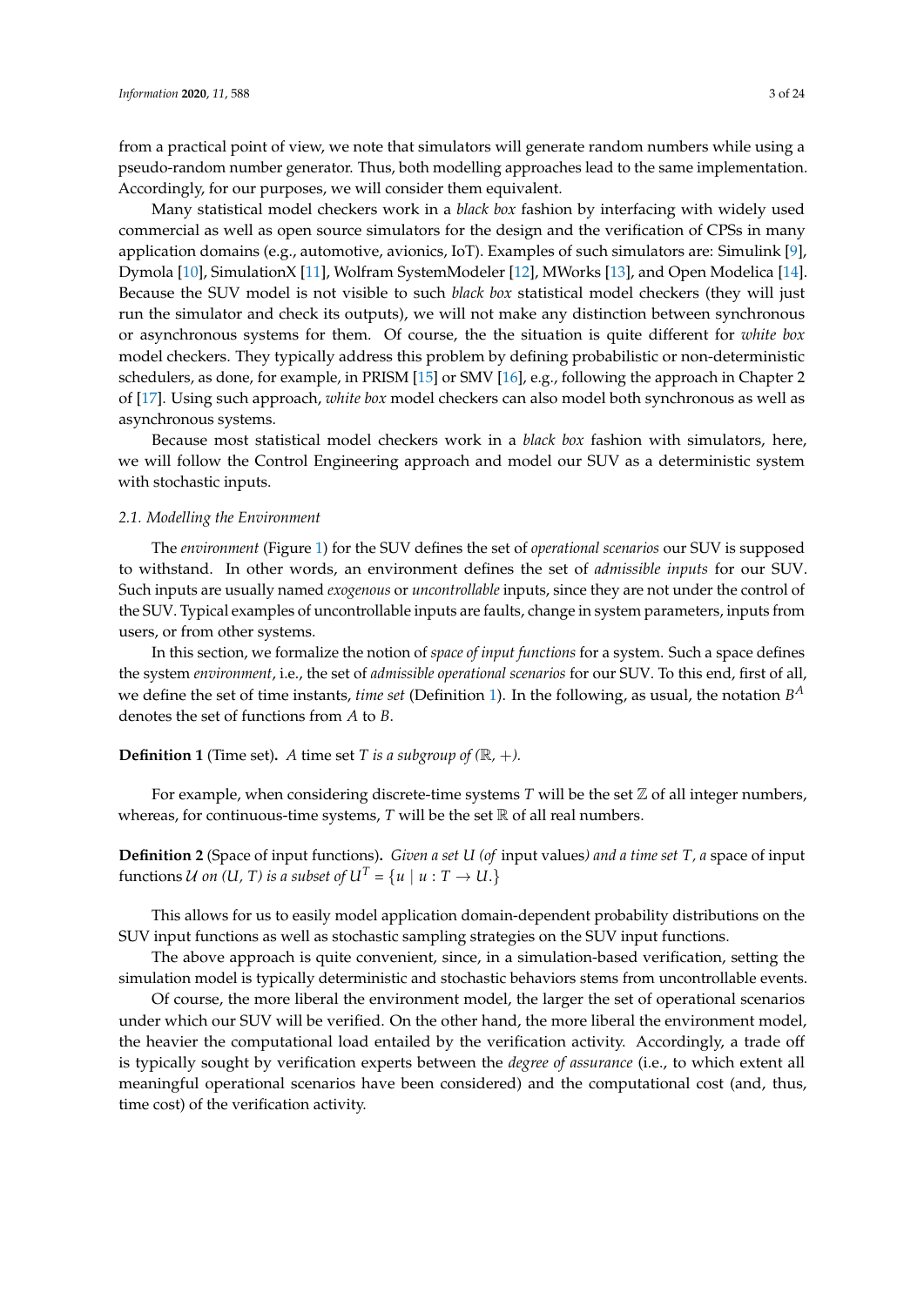from a practical point of view, we note that simulators will generate random numbers while using a pseudo-random number generator. Thus, both modelling approaches lead to the same implementation. Accordingly, for our purposes, we will consider them equivalent.

Many statistical model checkers work in a *black box* fashion by interfacing with widely used commercial as well as open source simulators for the design and the verification of CPSs in many application domains (e.g., automotive, avionics, IoT). Examples of such simulators are: Simulink [9], Dymola [10], SimulationX [11], Wolfram SystemModeler [12], MWorks [13], and Open Modelica [14]. Because the SUV model is not visible to such *black box* statistical model checkers (they will just run the simulator and check its outputs), we will not make any distinction between synchronous or asynchronous systems for them. Of course, the the situation is quite different for *white box* model checkers. They typically address this problem by defining probabilistic or non-deterministic schedulers, as done, for example, in PRISM [15] or SMV [16], e.g., following the approach in Chapter 2 of [17]. Using such approach, *white box* model checkers can also model both synchronous as well as asynchronous systems.

Because most statistical model checkers work in a *black box* fashion with simulators, here, we will follow the Control Engineering approach and model our SUV as a deterministic system with stochastic inputs.

### 2.1. Modelling the Environment

The *environment* (Figure 1) for the SUV defines the set of *operational scenarios* our SUV is supposed to withstand. In other words, an environment defines the set of *admissible inputs* for our SUV. Such inputs are usually named *exogenous* or *uncontrollable* inputs, since they are not under the control of the SUV. Typical examples of uncontrollable inputs are faults, change in system parameters, inputs from users, or from other systems.

In this section, we formalize the notion of *space of input functions* for a system. Such a space defines the system *environment*, i.e., the set of *admissible operational scenarios* for our SUV. To this end, first of all, we define the set of time instants, *time set* (Definition 1). In the following, as usual, the notation $B^A$ denotes the set of functions from $A$ to $B$.

**Definition 1** (Time set)**.** *A* time set *$T$ is a subgroup of ($\mathbb{R}$, $+$).*

For example, when considering discrete-time systems $T$ will be the set $\mathbb{Z}$ of all integer numbers, whereas, for continuous-time systems, $T$ will be the set $\mathbb{R}$ of all real numbers.

**Definition 2** (Space of input functions)**.** *Given a set $U$ (of* input values*) and a time set $T$, a* space of input functions *$\mathcal{U}$ on ($U$, $T$) is a subset of $U^T = \{u \mid u : T \to U.\}$*

This allows for us to easily model application domain-dependent probability distributions on the SUV input functions as well as stochastic sampling strategies on the SUV input functions.

The above approach is quite convenient, since, in a simulation-based verification, setting the simulation model is typically deterministic and stochastic behaviors stems from uncontrollable events.

Of course, the more liberal the environment model, the larger the set of operational scenarios under which our SUV will be verified. On the other hand, the more liberal the environment model, the heavier the computational load entailed by the verification activity. Accordingly, a trade off is typically sought by verification experts between the *degree of assurance* (i.e., to which extent all meaningful operational scenarios have been considered) and the computational cost (and, thus, time cost) of the verification activity.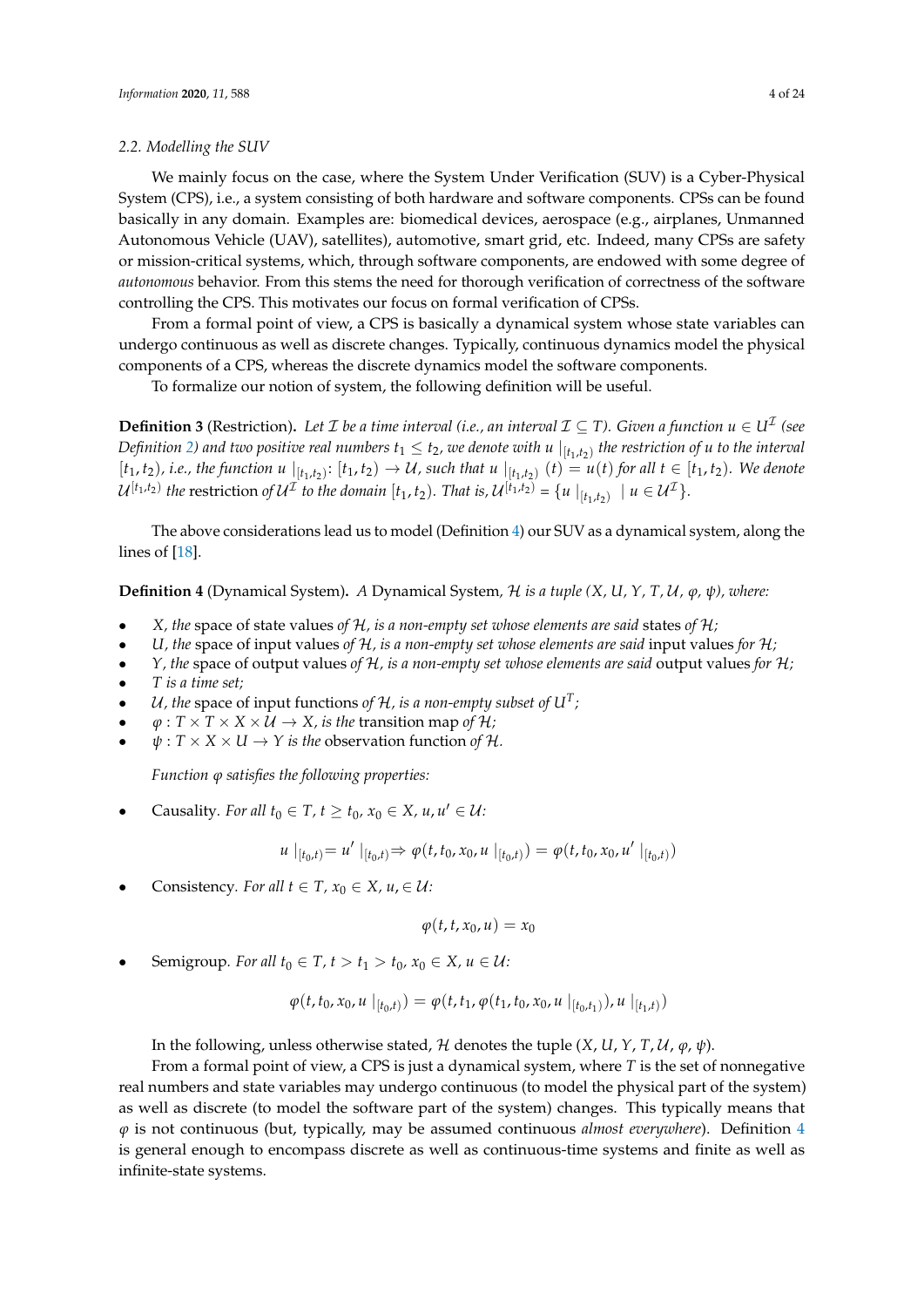### 2.2. Modelling the SUV

We mainly focus on the case, where the System Under Verification (SUV) is a Cyber-Physical System (CPS), i.e., a system consisting of both hardware and software components. CPSs can be found basically in any domain. Examples are: biomedical devices, aerospace (e.g., airplanes, Unmanned Autonomous Vehicle (UAV), satellites), automotive, smart grid, etc. Indeed, many CPSs are safety or mission-critical systems, which, through software components, are endowed with some degree of *autonomous* behavior. From this stems the need for thorough verification of correctness of the software controlling the CPS. This motivates our focus on formal verification of CPSs.

From a formal point of view, a CPS is basically a dynamical system whose state variables can undergo continuous as well as discrete changes. Typically, continuous dynamics model the physical components of a CPS, whereas the discrete dynamics model the software components.

To formalize our notion of system, the following definition will be useful.

**Definition 3** (Restriction). *Let $\mathcal{I}$ be a time interval (i.e., an interval $\mathcal{I} \subseteq T$). Given a function $u \in U^{\mathcal{I}}$ (see Definition 2) and two positive real numbers $t_1 \leq t_2$, we denote with $u\mid_{[t_1,t_2)}$ the restriction of $u$ to the interval $[t_1, t_2)$, i.e., the function $u\mid_{[t_1,t_2)}: [t_1, t_2) \to \mathcal{U}$, such that $u\mid_{[t_1,t_2)}(t) = u(t)$ for all $t \in [t_1, t_2)$. We denote $\mathcal{U}^{[t_1,t_2)}$ the* restriction *of $\mathcal{U}^{\mathcal{I}}$ to the domain $[t_1, t_2)$. That is, $\mathcal{U}^{[t_1,t_2)} = \{u\mid_{[t_1,t_2)} \mid u \in \mathcal{U}^{\mathcal{I}}\}$.*

The above considerations lead us to model (Definition 4) our SUV as a dynamical system, along the lines of [18].

**Definition 4** (Dynamical System). *A* Dynamical System*, $\mathcal{H}$ is a tuple ($X$, $U$, $Y$, $T$, $\mathcal{U}$, $\varphi$, $\psi$), where:*

- *$X$, the* space of state values *of $\mathcal{H}$, is a non-empty set whose elements are said* states *of $\mathcal{H}$;*
- *$U$, the* space of input values *of $\mathcal{H}$, is a non-empty set whose elements are said* input values *for $\mathcal{H}$;*
- *$Y$, the* space of output values *of $\mathcal{H}$, is a non-empty set whose elements are said* output values *for $\mathcal{H}$;*
- *$T$ is a time set;*
- *$\mathcal{U}$, the* space of input functions *of $\mathcal{H}$, is a non-empty subset of $U^T$;*
- *$\varphi : T \times T \times X \times \mathcal{U} \to X$, is the* transition map *of $\mathcal{H}$;*
- *$\psi : T \times X \times U \to Y$ is the* observation function *of $\mathcal{H}$.*

*Function $\varphi$ satisfies the following properties:*

- Causality*. For all $t_0 \in T$, $t \geq t_0$, $x_0 \in X$, $u, u' \in \mathcal{U}$:*

$$u\mid_{[t_0,t)} = u'\mid_{[t_0,t)} \Rightarrow \varphi(t, t_0, x_0, u\mid_{[t_0,t)}) = \varphi(t, t_0, x_0, u'\mid_{[t_0,t)})$$

- Consistency*. For all $t \in T$, $x_0 \in X$, $u, \in \mathcal{U}$:*

$$\varphi(t, t, x_0, u) = x_0$$

- Semigroup*. For all $t_0 \in T$, $t > t_1 > t_0$, $x_0 \in X$, $u \in \mathcal{U}$:*

$$\varphi(t, t_0, x_0, u\mid_{[t_0,t)}) = \varphi(t, t_1, \varphi(t_1, t_0, x_0, u\mid_{[t_0,t_1)}), u\mid_{[t_1,t)})$$

In the following, unless otherwise stated, $\mathcal{H}$ denotes the tuple ($X$, $U$, $Y$, $T$, $\mathcal{U}$, $\varphi$, $\psi$).

From a formal point of view, a CPS is just a dynamical system, where $T$ is the set of nonnegative real numbers and state variables may undergo continuous (to model the physical part of the system) as well as discrete (to model the software part of the system) changes. This typically means that $\varphi$ is not continuous (but, typically, may be assumed continuous *almost everywhere*). Definition 4 is general enough to encompass discrete as well as continuous-time systems and finite as well as infinite-state systems.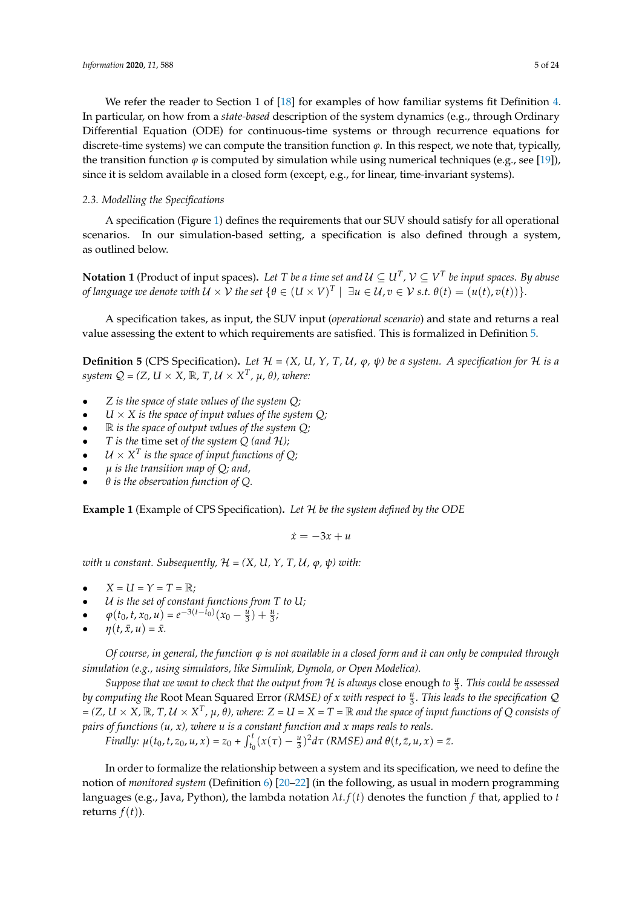We refer the reader to Section 1 of [18] for examples of how familiar systems fit Definition 4. In particular, on how from a *state-based* description of the system dynamics (e.g., through Ordinary Differential Equation (ODE) for continuous-time systems or through recurrence equations for discrete-time systems) we can compute the transition function $\varphi$. In this respect, we note that, typically, the transition function $\varphi$ is computed by simulation while using numerical techniques (e.g., see [19]), since it is seldom available in a closed form (except, e.g., for linear, time-invariant systems).

### 2.3. Modelling the Specifications

A specification (Figure 1) defines the requirements that our SUV should satisfy for all operational scenarios. In our simulation-based setting, a specification is also defined through a system, as outlined below.

**Notation 1** (Product of input spaces)**.** *Let $T$ be a time set and $\mathcal{U} \subseteq U^T$, $\mathcal{V} \subseteq V^T$ be input spaces. By abuse of language we denote with $\mathcal{U} \times \mathcal{V}$ the set $\{\theta \in (U \times V)^T \mid \exists u \in \mathcal{U}, v \in \mathcal{V} \text{ s.t. } \theta(t) = (u(t), v(t))\}$.*

A specification takes, as input, the SUV input (*operational scenario*) and state and returns a real value assessing the extent to which requirements are satisfied. This is formalized in Definition 5.

**Definition 5** (CPS Specification)**.** *Let $\mathcal{H}$ = ($X$, $U$, $Y$, $T$, $\mathcal{U}$, $\varphi$, $\psi$) be a system. A specification for $\mathcal{H}$ is a system $\mathcal{Q}$ = ($Z$, $U \times X$, $\mathbb{R}$, $T$, $\mathcal{U} \times X^T$, $\mu$, $\theta$), where:*

- *$Z$ is the space of state values of the system $Q$;*
- *$U \times X$ is the space of input values of the system $Q$;*
- *$\mathbb{R}$ is the space of output values of the system $Q$;*
- *$T$ is the* time set *of the system $Q$ (and $\mathcal{H}$);*
- *$\mathcal{U} \times X^T$ is the space of input functions of $Q$;*
- *$\mu$ is the transition map of $Q$; and,*
- *$\theta$ is the observation function of $Q$.*

**Example 1** (Example of CPS Specification)**.** *Let $\mathcal{H}$ be the system defined by the ODE*

$$\dot{x} = -3x + u$$

*with $u$ constant. Subsequently, $\mathcal{H}$ = ($X$, $U$, $Y$, $T$, $\mathcal{U}$, $\varphi$, $\psi$) with:*

- *$X = U = Y = T = \mathbb{R}$;*
- *$\mathcal{U}$ is the set of constant functions from $T$ to $U$;*
- *$\varphi(t_0, t, x_0, u) = e^{-3(t-t_0)}(x_0 - \frac{u}{3}) + \frac{u}{3}$;*
- *$\eta(t, \bar{x}, u) = \bar{x}$.*

*Of course, in general, the function $\varphi$ is not available in a closed form and it can only be computed through simulation (e.g., using simulators, like Simulink, Dymola, or Open Modelica).*

*Suppose that we want to check that the output from $\mathcal{H}$ is always* close enough *to $\frac{u}{3}$. This could be assessed by computing the* Root Mean Squared Error *(RMSE) of $x$ with respect to $\frac{u}{3}$. This leads to the specification $\mathcal{Q}$ = ($Z$, $U \times X$, $\mathbb{R}$, $T$, $\mathcal{U} \times X^T$, $\mu$, $\theta$), where: $Z = U = X = T = \mathbb{R}$ and the space of input functions of $Q$ consists of pairs of functions ($u$, $x$), where $u$ is a constant function and $x$ maps reals to reals.*

*Finally: $\mu(t_0, t, z_0, u, x) = z_0 + \int_{t_0}^{t}(x(\tau) - \frac{u}{3})^2 d\tau$ (RMSE) and $\theta(t, \bar{z}, u, x) = \bar{z}$.*

In order to formalize the relationship between a system and its specification, we need to define the notion of *monitored system* (Definition 6) [20–22] (in the following, as usual in modern programming languages (e.g., Java, Python), the lambda notation $\lambda t. f(t)$ denotes the function $f$ that, applied to $t$ returns $f(t)$).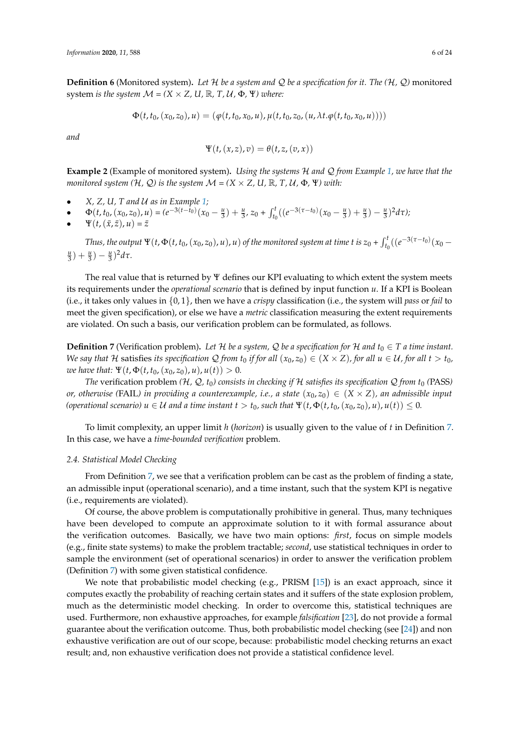**Definition 6** (Monitored system)**.** *Let $\mathcal{H}$ be a system and $\mathcal{Q}$ be a specification for it. The ($\mathcal{H}$, $\mathcal{Q}$)* monitored system *is the system $\mathcal{M}$ = ($X \times Z$, $U$, $\mathbb{R}$, $T$, $\mathcal{U}$, $\Phi$, $\Psi$) where:*

$$\Phi(t, t_0, (x_0, z_0), u) = (\varphi(t, t_0, x_0, u), \mu(t, t_0, z_0, (u, \lambda t.\varphi(t, t_0, x_0, u))))$$

*and*

$$\Psi(t, (x, z), v) = \theta(t, z, (v, x))$$

**Example 2** (Example of monitored system)**.** *Using the systems $\mathcal{H}$ and $\mathcal{Q}$ from Example 1, we have that the monitored system ($\mathcal{H}$, $\mathcal{Q}$) is the system $\mathcal{M}$ = ($X \times Z$, $U$, $\mathbb{R}$, $T$, $\mathcal{U}$, $\Phi$, $\Psi$) with:*

- *$X$, $Z$, $U$, $T$ and $\mathcal{U}$ as in Example 1;*
- *$\Phi(t, t_0, (x_0, z_0), u) = (e^{-3(t-t_0)}(x_0 - \frac{u}{3}) + \frac{u}{3}, z_0 + \int_{t_0}^{t}((e^{-3(\tau-t_0)}(x_0 - \frac{u}{3}) + \frac{u}{3}) - \frac{u}{3})^2 d\tau)$;*
- *$\Psi(t, (\tilde{x}, \tilde{z}), u) = \tilde{z}$*

*Thus, the output $\Psi(t, \Phi(t, t_0, (x_0, z_0), u), u)$ of the monitored system at time $t$ is $z_0 + \int_{t_0}^{t}((e^{-3(\tau-t_0)}(x_0 - \frac{u}{3}) + \frac{u}{3}) - \frac{u}{3})^2 d\tau$.*

The real value that is returned by $\Psi$ defines our KPI evaluating to which extent the system meets its requirements under the *operational scenario* that is defined by input function $u$. If a KPI is Boolean (i.e., it takes only values in $\{0, 1\}$, then we have a *crispy* classification (i.e., the system will *pass* or *fail* to meet the given specification), or else we have a *metric* classification measuring the extent requirements are violated. On such a basis, our verification problem can be formulated, as follows.

**Definition 7** (Verification problem)**.** *Let $\mathcal{H}$ be a system, $\mathcal{Q}$ be a specification for $\mathcal{H}$ and $t_0 \in T$ a time instant. We say that $\mathcal{H}$* satisfies *its specification $\mathcal{Q}$ from $t_0$ if for all $(x_0, z_0) \in (X \times Z)$, for all $u \in \mathcal{U}$, for all $t > t_0$, we have that: $\Psi(t, \Phi(t, t_0, (x_0, z_0), u), u(t)) > 0$.*

*The* verification problem *($\mathcal{H}$, $\mathcal{Q}$, $t_0$) consists in checking if $\mathcal{H}$ satisfies its specification $\mathcal{Q}$ from $t_0$ (*PASS*) or, otherwise (*FAIL*) in providing a counterexample, i.e., a state $(x_0, z_0) \in (X \times Z)$, an admissible input (operational scenario) $u \in \mathcal{U}$ and a time instant $t > t_0$, such that $\Psi(t, \Phi(t, t_0, (x_0, z_0), u), u(t)) \leq 0$.*

To limit complexity, an upper limit $h$ (*horizon*) is usually given to the value of $t$ in Definition 7. In this case, we have a *time-bounded verification* problem.

### 2.4. Statistical Model Checking

From Definition 7, we see that a verification problem can be cast as the problem of finding a state, an admissible input (operational scenario), and a time instant, such that the system KPI is negative (i.e., requirements are violated).

Of course, the above problem is computationally prohibitive in general. Thus, many techniques have been developed to compute an approximate solution to it with formal assurance about the verification outcomes. Basically, we have two main options: *first*, focus on simple models (e.g., finite state systems) to make the problem tractable; *second*, use statistical techniques in order to sample the environment (set of operational scenarios) in order to answer the verification problem (Definition 7) with some given statistical confidence.

We note that probabilistic model checking (e.g., PRISM [15]) is an exact approach, since it computes exactly the probability of reaching certain states and it suffers of the state explosion problem, much as the deterministic model checking. In order to overcome this, statistical techniques are used. Furthermore, non exhaustive approaches, for example *falsification* [23], do not provide a formal guarantee about the verification outcome. Thus, both probabilistic model checking (see [24]) and non exhaustive verification are out of our scope, because: probabilistic model checking returns an exact result; and, non exhaustive verification does not provide a statistical confidence level.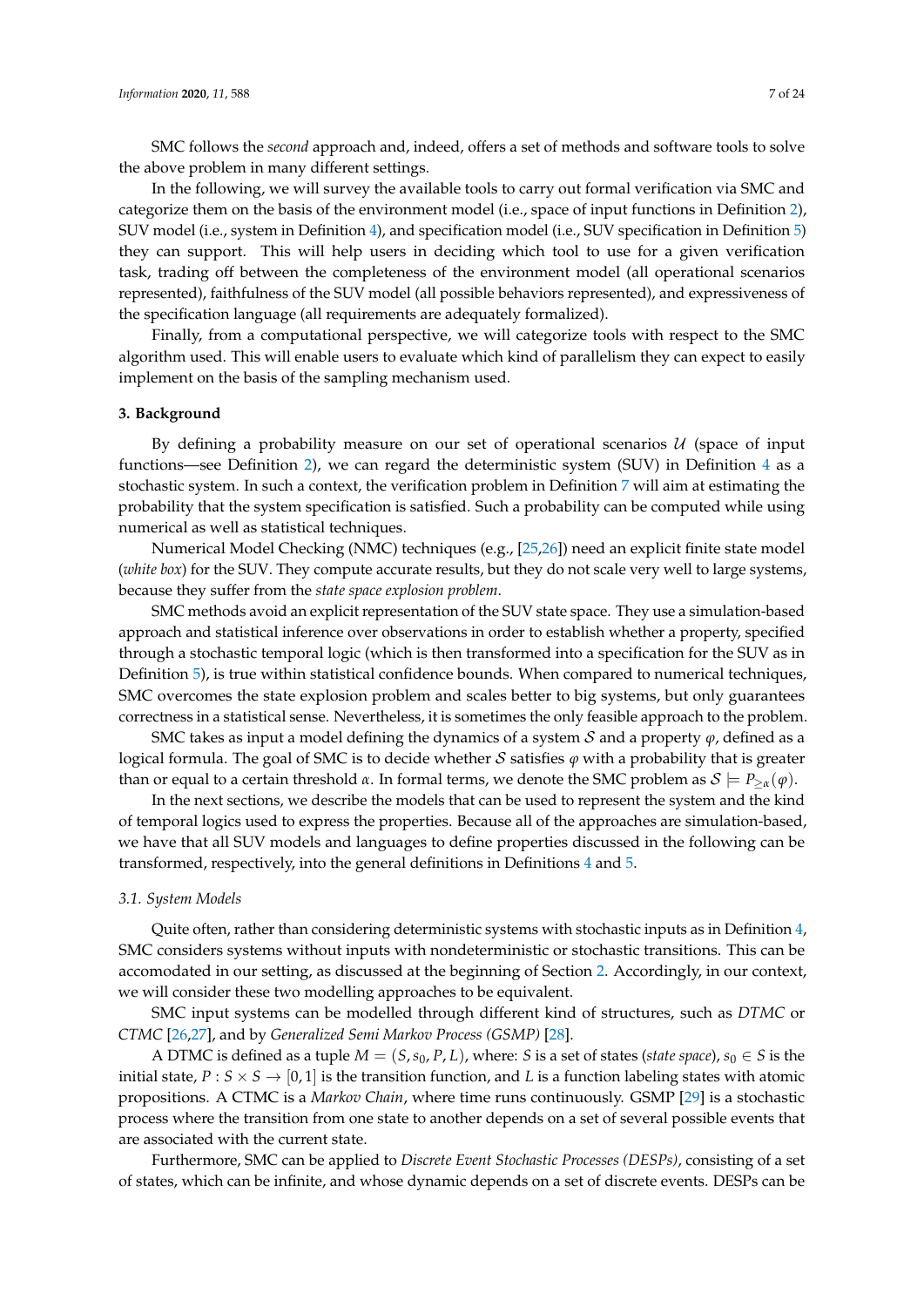SMC follows the *second* approach and, indeed, offers a set of methods and software tools to solve the above problem in many different settings.

In the following, we will survey the available tools to carry out formal verification via SMC and categorize them on the basis of the environment model (i.e., space of input functions in Definition 2), SUV model (i.e., system in Definition 4), and specification model (i.e., SUV specification in Definition 5) they can support. This will help users in deciding which tool to use for a given verification task, trading off between the completeness of the environment model (all operational scenarios represented), faithfulness of the SUV model (all possible behaviors represented), and expressiveness of the specification language (all requirements are adequately formalized).

Finally, from a computational perspective, we will categorize tools with respect to the SMC algorithm used. This will enable users to evaluate which kind of parallelism they can expect to easily implement on the basis of the sampling mechanism used.

## 3. Background

By defining a probability measure on our set of operational scenarios $\mathcal{U}$ (space of input functions—see Definition 2), we can regard the deterministic system (SUV) in Definition 4 as a stochastic system. In such a context, the verification problem in Definition 7 will aim at estimating the probability that the system specification is satisfied. Such a probability can be computed while using numerical as well as statistical techniques.

Numerical Model Checking (NMC) techniques (e.g., [25,26]) need an explicit finite state model (*white box*) for the SUV. They compute accurate results, but they do not scale very well to large systems, because they suffer from the *state space explosion problem*.

SMC methods avoid an explicit representation of the SUV state space. They use a simulation-based approach and statistical inference over observations in order to establish whether a property, specified through a stochastic temporal logic (which is then transformed into a specification for the SUV as in Definition 5), is true within statistical confidence bounds. When compared to numerical techniques, SMC overcomes the state explosion problem and scales better to big systems, but only guarantees correctness in a statistical sense. Nevertheless, it is sometimes the only feasible approach to the problem.

SMC takes as input a model defining the dynamics of a system $\mathcal{S}$ and a property $\varphi$, defined as a logical formula. The goal of SMC is to decide whether $\mathcal{S}$ satisfies $\varphi$ with a probability that is greater than or equal to a certain threshold $\alpha$. In formal terms, we denote the SMC problem as $\mathcal{S} \models P_{\geq \alpha}(\varphi)$.

In the next sections, we describe the models that can be used to represent the system and the kind of temporal logics used to express the properties. Because all of the approaches are simulation-based, we have that all SUV models and languages to define properties discussed in the following can be transformed, respectively, into the general definitions in Definitions 4 and 5.

### 3.1. System Models

Quite often, rather than considering deterministic systems with stochastic inputs as in Definition 4, SMC considers systems without inputs with nondeterministic or stochastic transitions. This can be accomodated in our setting, as discussed at the beginning of Section 2. Accordingly, in our context, we will consider these two modelling approaches to be equivalent.

SMC input systems can be modelled through different kind of structures, such as *DTMC* or *CTMC* [26,27], and by *Generalized Semi Markov Process (GSMP)* [28].

A DTMC is defined as a tuple $M = (S, s_0, P, L)$, where: $S$ is a set of states (*state space*), $s_0 \in S$ is the initial state, $P : S \times S \rightarrow [0, 1]$ is the transition function, and $L$ is a function labeling states with atomic propositions. A CTMC is a *Markov Chain*, where time runs continuously. GSMP [29] is a stochastic process where the transition from one state to another depends on a set of several possible events that are associated with the current state.

Furthermore, SMC can be applied to *Discrete Event Stochastic Processes (DESPs)*, consisting of a set of states, which can be infinite, and whose dynamic depends on a set of discrete events. DESPs can be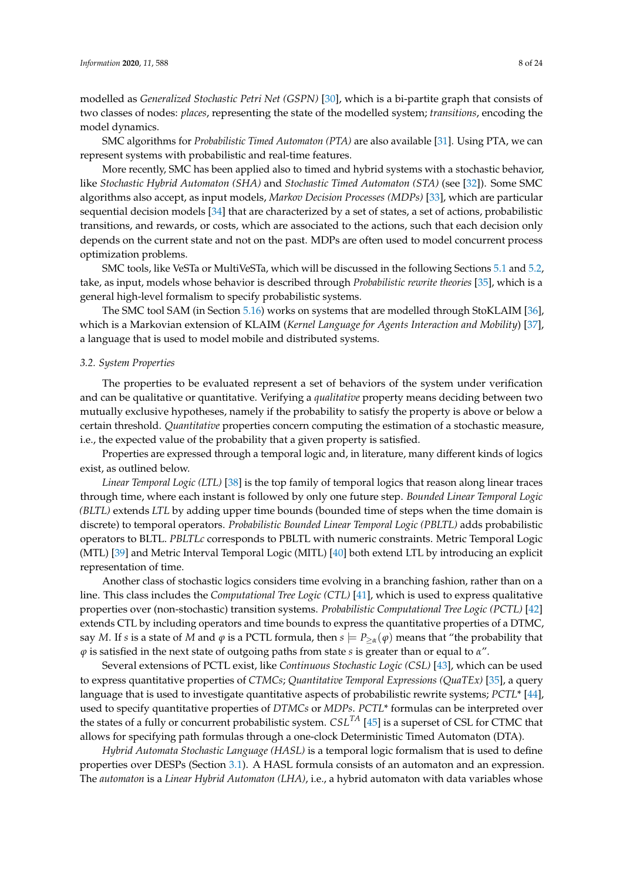modelled as *Generalized Stochastic Petri Net (GSPN)* [30], which is a bi-partite graph that consists of two classes of nodes: *places*, representing the state of the modelled system; *transitions*, encoding the model dynamics.

SMC algorithms for *Probabilistic Timed Automaton (PTA)* are also available [31]. Using PTA, we can represent systems with probabilistic and real-time features.

More recently, SMC has been applied also to timed and hybrid systems with a stochastic behavior, like *Stochastic Hybrid Automaton (SHA)* and *Stochastic Timed Automaton (STA)* (see [32]). Some SMC algorithms also accept, as input models, *Markov Decision Processes (MDPs)* [33], which are particular sequential decision models [34] that are characterized by a set of states, a set of actions, probabilistic transitions, and rewards, or costs, which are associated to the actions, such that each decision only depends on the current state and not on the past. MDPs are often used to model concurrent process optimization problems.

SMC tools, like VeSTa or MultiVeSTa, which will be discussed in the following Sections 5.1 and 5.2, take, as input, models whose behavior is described through *Probabilistic rewrite theories* [35], which is a general high-level formalism to specify probabilistic systems.

The SMC tool SAM (in Section 5.16) works on systems that are modelled through StoKLAIM [36], which is a Markovian extension of KLAIM (*Kernel Language for Agents Interaction and Mobility*) [37], a language that is used to model mobile and distributed systems.

### *3.2. System Properties*

The properties to be evaluated represent a set of behaviors of the system under verification and can be qualitative or quantitative. Verifying a *qualitative* property means deciding between two mutually exclusive hypotheses, namely if the probability to satisfy the property is above or below a certain threshold. *Quantitative* properties concern computing the estimation of a stochastic measure, i.e., the expected value of the probability that a given property is satisfied.

Properties are expressed through a temporal logic and, in literature, many different kinds of logics exist, as outlined below.

*Linear Temporal Logic (LTL)* [38] is the top family of temporal logics that reason along linear traces through time, where each instant is followed by only one future step. *Bounded Linear Temporal Logic (BLTL)* extends *LTL* by adding upper time bounds (bounded time of steps when the time domain is discrete) to temporal operators. *Probabilistic Bounded Linear Temporal Logic (PBLTL)* adds probabilistic operators to BLTL. *PBLTLc* corresponds to PBLTL with numeric constraints. Metric Temporal Logic (MTL) [39] and Metric Interval Temporal Logic (MITL) [40] both extend LTL by introducing an explicit representation of time.

Another class of stochastic logics considers time evolving in a branching fashion, rather than on a line. This class includes the *Computational Tree Logic (CTL)* [41], which is used to express qualitative properties over (non-stochastic) transition systems. *Probabilistic Computational Tree Logic (PCTL)* [42] extends CTL by including operators and time bounds to express the quantitative properties of a DTMC, say $M$. If $s$ is a state of $M$ and $\varphi$ is a PCTL formula, then $s \models P_{\geq \alpha}(\varphi)$ means that "the probability that $\varphi$ is satisfied in the next state of outgoing paths from state $s$ is greater than or equal to $\alpha$".

Several extensions of PCTL exist, like *Continuous Stochastic Logic (CSL)* [43], which can be used to express quantitative properties of *CTMCs*; *Quantitative Temporal Expressions (QuaTEx)* [35], a query language that is used to investigate quantitative aspects of probabilistic rewrite systems; *PCTL\** [44], used to specify quantitative properties of *DTMCs* or *MDPs*. *PCTL\** formulas can be interpreted over the states of a fully or concurrent probabilistic system. $CSL^{TA}$ [45] is a superset of CSL for CTMC that allows for specifying path formulas through a one-clock Deterministic Timed Automaton (DTA).

*Hybrid Automata Stochastic Language (HASL)* is a temporal logic formalism that is used to define properties over DESPs (Section 3.1). A HASL formula consists of an automaton and an expression. The *automaton* is a *Linear Hybrid Automaton (LHA)*, i.e., a hybrid automaton with data variables whose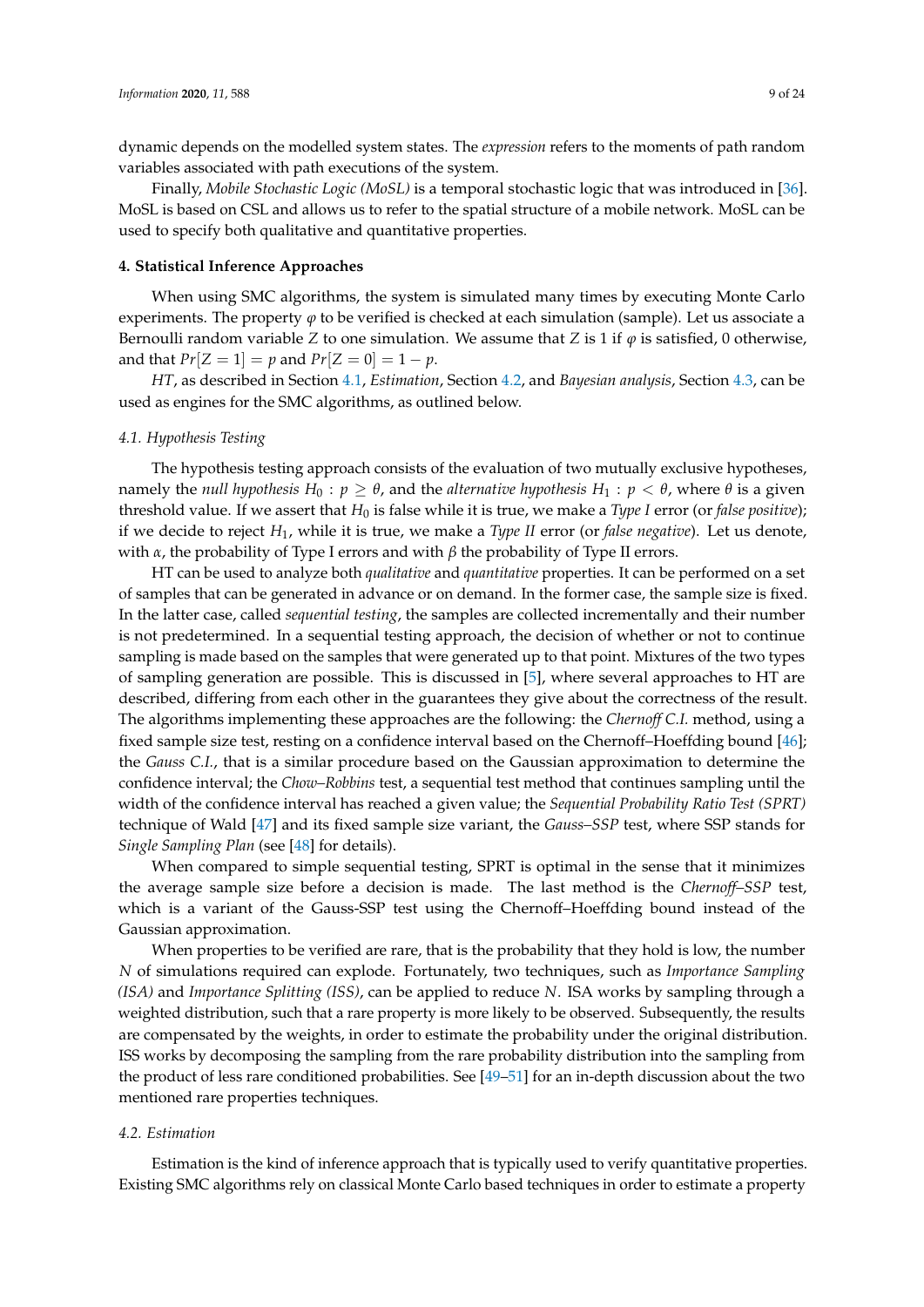dynamic depends on the modelled system states. The *expression* refers to the moments of path random variables associated with path executions of the system.

Finally, *Mobile Stochastic Logic (MoSL)* is a temporal stochastic logic that was introduced in [36]. MoSL is based on CSL and allows us to refer to the spatial structure of a mobile network. MoSL can be used to specify both qualitative and quantitative properties.

## 4. Statistical Inference Approaches

When using SMC algorithms, the system is simulated many times by executing Monte Carlo experiments. The property $\varphi$ to be verified is checked at each simulation (sample). Let us associate a Bernoulli random variable $Z$ to one simulation. We assume that $Z$ is 1 if $\varphi$ is satisfied, 0 otherwise, and that $Pr[Z = 1] = p$ and $Pr[Z = 0] = 1 - p$.

*HT*, as described in Section 4.1, *Estimation*, Section 4.2, and *Bayesian analysis*, Section 4.3, can be used as engines for the SMC algorithms, as outlined below.

### 4.1. Hypothesis Testing

The hypothesis testing approach consists of the evaluation of two mutually exclusive hypotheses, namely the *null hypothesis* $H_0 : p \geq \theta$, and the *alternative hypothesis* $H_1 : p < \theta$, where $\theta$ is a given threshold value. If we assert that $H_0$ is false while it is true, we make a *Type I* error (or *false positive*); if we decide to reject $H_1$, while it is true, we make a *Type II* error (or *false negative*). Let us denote, with $\alpha$, the probability of Type I errors and with $\beta$ the probability of Type II errors.

HT can be used to analyze both *qualitative* and *quantitative* properties. It can be performed on a set of samples that can be generated in advance or on demand. In the former case, the sample size is fixed. In the latter case, called *sequential testing*, the samples are collected incrementally and their number is not predetermined. In a sequential testing approach, the decision of whether or not to continue sampling is made based on the samples that were generated up to that point. Mixtures of the two types of sampling generation are possible. This is discussed in [5], where several approaches to HT are described, differing from each other in the guarantees they give about the correctness of the result. The algorithms implementing these approaches are the following: the *Chernoff C.I.* method, using a fixed sample size test, resting on a confidence interval based on the Chernoff–Hoeffding bound [46]; the *Gauss C.I.*, that is a similar procedure based on the Gaussian approximation to determine the confidence interval; the *Chow–Robbins* test, a sequential test method that continues sampling until the width of the confidence interval has reached a given value; the *Sequential Probability Ratio Test (SPRT)* technique of Wald [47] and its fixed sample size variant, the *Gauss–SSP* test, where SSP stands for *Single Sampling Plan* (see [48] for details).

When compared to simple sequential testing, SPRT is optimal in the sense that it minimizes the average sample size before a decision is made. The last method is the *Chernoff–SSP* test, which is a variant of the Gauss-SSP test using the Chernoff–Hoeffding bound instead of the Gaussian approximation.

When properties to be verified are rare, that is the probability that they hold is low, the number $N$ of simulations required can explode. Fortunately, two techniques, such as *Importance Sampling (ISA)* and *Importance Splitting (ISS)*, can be applied to reduce $N$. ISA works by sampling through a weighted distribution, such that a rare property is more likely to be observed. Subsequently, the results are compensated by the weights, in order to estimate the probability under the original distribution. ISS works by decomposing the sampling from the rare probability distribution into the sampling from the product of less rare conditioned probabilities. See [49–51] for an in-depth discussion about the two mentioned rare properties techniques.

### 4.2. Estimation

Estimation is the kind of inference approach that is typically used to verify quantitative properties. Existing SMC algorithms rely on classical Monte Carlo based techniques in order to estimate a property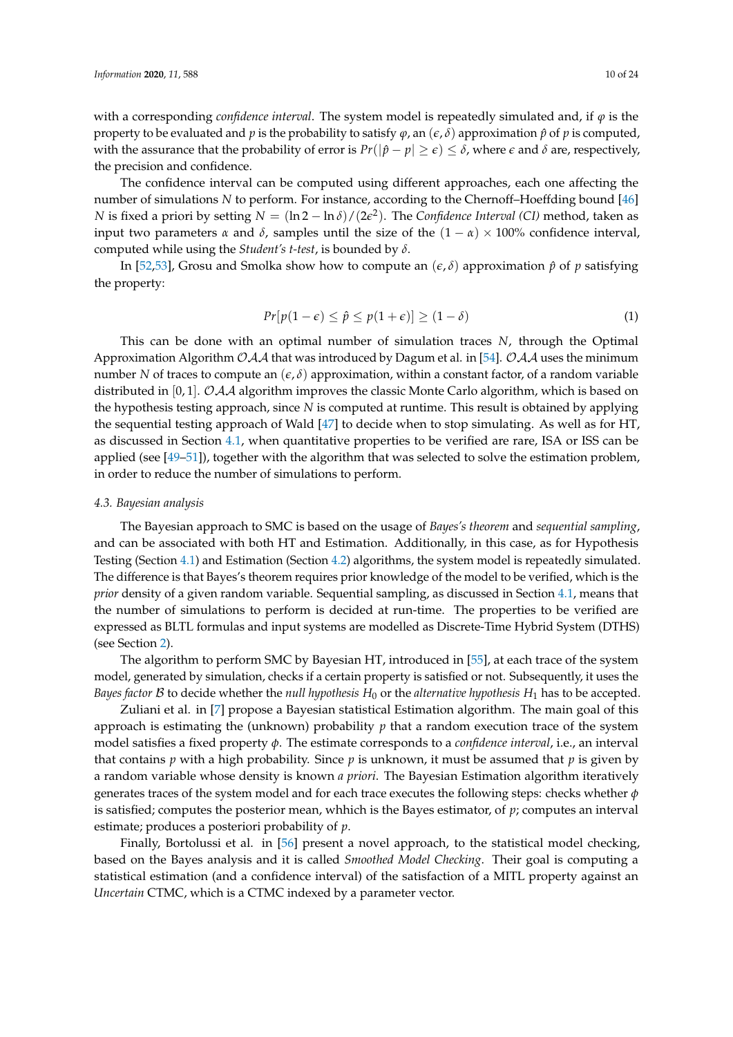with a corresponding *confidence interval*. The system model is repeatedly simulated and, if $\varphi$ is the property to be evaluated and $p$ is the probability to satisfy $\varphi$, an $(\epsilon, \delta)$ approximation $\hat{p}$ of $p$ is computed, with the assurance that the probability of error is $Pr(|\hat{p} - p| \geq \epsilon) \leq \delta$, where $\epsilon$ and $\delta$ are, respectively, the precision and confidence.

The confidence interval can be computed using different approaches, each one affecting the number of simulations $N$ to perform. For instance, according to the Chernoff–Hoeffding bound [46] $N$ is fixed a priori by setting $N = (\ln 2 - \ln \delta)/(2\epsilon^2)$. The *Confidence Interval (CI)* method, taken as input two parameters $\alpha$ and $\delta$, samples until the size of the $(1 - \alpha) \times 100\%$ confidence interval, computed while using the *Student's t-test*, is bounded by $\delta$.

In [52,53], Grosu and Smolka show how to compute an $(\epsilon, \delta)$ approximation $\hat{p}$ of $p$ satisfying the property:

$$Pr[p(1-\epsilon) \leq \hat{p} \leq p(1+\epsilon)] \geq (1-\delta) \tag{1}$$

This can be done with an optimal number of simulation traces $N$, through the Optimal Approximation Algorithm $\mathcal{OAA}$ that was introduced by Dagum et al. in [54]. $\mathcal{OAA}$ uses the minimum number $N$ of traces to compute an $(\epsilon, \delta)$ approximation, within a constant factor, of a random variable distributed in $[0, 1]$. $\mathcal{OAA}$ algorithm improves the classic Monte Carlo algorithm, which is based on the hypothesis testing approach, since $N$ is computed at runtime. This result is obtained by applying the sequential testing approach of Wald [47] to decide when to stop simulating. As well as for HT, as discussed in Section 4.1, when quantitative properties to be verified are rare, ISA or ISS can be applied (see [49–51]), together with the algorithm that was selected to solve the estimation problem, in order to reduce the number of simulations to perform.

### 4.3. Bayesian analysis

The Bayesian approach to SMC is based on the usage of *Bayes's theorem* and *sequential sampling*, and can be associated with both HT and Estimation. Additionally, in this case, as for Hypothesis Testing (Section 4.1) and Estimation (Section 4.2) algorithms, the system model is repeatedly simulated. The difference is that Bayes's theorem requires prior knowledge of the model to be verified, which is the *prior* density of a given random variable. Sequential sampling, as discussed in Section 4.1, means that the number of simulations to perform is decided at run-time. The properties to be verified are expressed as BLTL formulas and input systems are modelled as Discrete-Time Hybrid System (DTHS) (see Section 2).

The algorithm to perform SMC by Bayesian HT, introduced in [55], at each trace of the system model, generated by simulation, checks if a certain property is satisfied or not. Subsequently, it uses the *Bayes factor* $\mathcal{B}$ to decide whether the *null hypothesis* $H_0$ or the *alternative hypothesis* $H_1$ has to be accepted.

Zuliani et al. in [7] propose a Bayesian statistical Estimation algorithm. The main goal of this approach is estimating the (unknown) probability $p$ that a random execution trace of the system model satisfies a fixed property $\phi$. The estimate corresponds to a *confidence interval*, i.e., an interval that contains $p$ with a high probability. Since $p$ is unknown, it must be assumed that $p$ is given by a random variable whose density is known *a priori*. The Bayesian Estimation algorithm iteratively generates traces of the system model and for each trace executes the following steps: checks whether $\phi$ is satisfied; computes the posterior mean, whhich is the Bayes estimator, of $p$; computes an interval estimate; produces a posteriori probability of $p$.

Finally, Bortolussi et al. in [56] present a novel approach, to the statistical model checking, based on the Bayes analysis and it is called *Smoothed Model Checking*. Their goal is computing a statistical estimation (and a confidence interval) of the satisfaction of a MITL property against an *Uncertain* CTMC, which is a CTMC indexed by a parameter vector.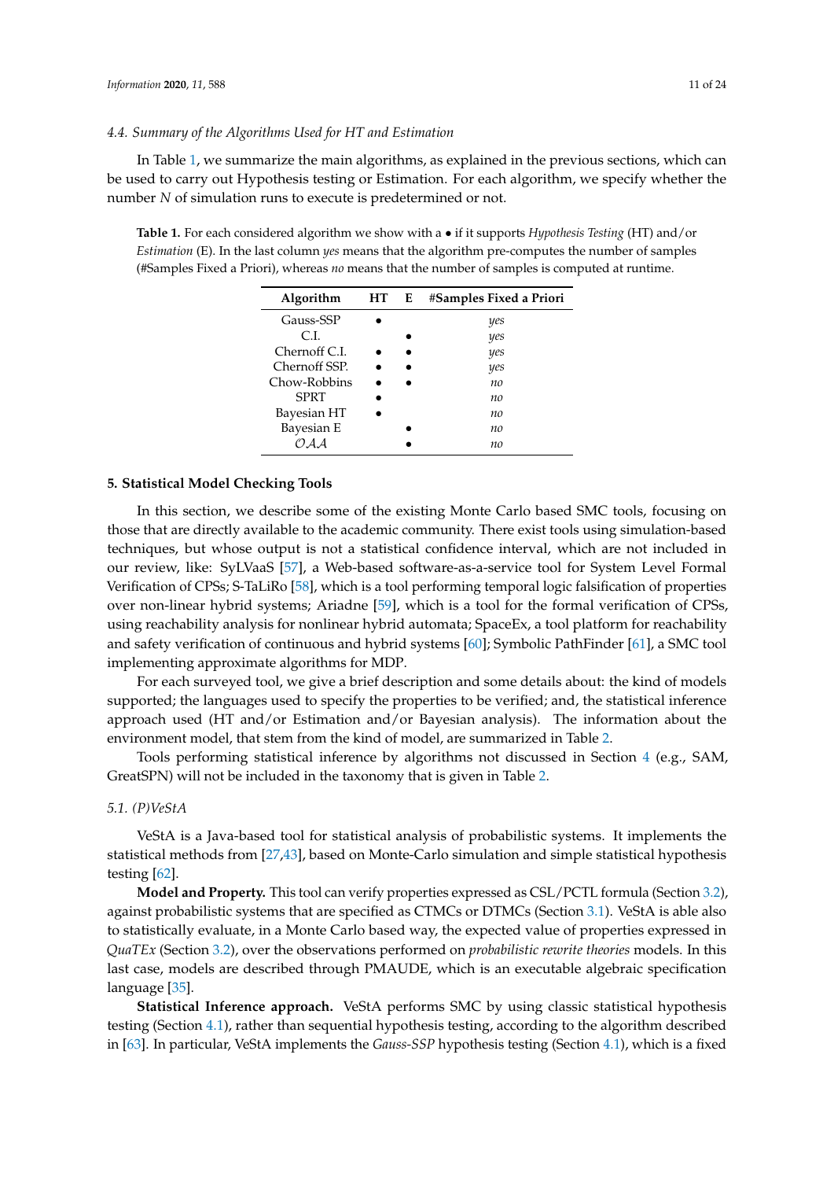### 4.4. Summary of the Algorithms Used for HT and Estimation

In Table 1, we summarize the main algorithms, as explained in the previous sections, which can be used to carry out Hypothesis testing or Estimation. For each algorithm, we specify whether the number $N$ of simulation runs to execute is predetermined or not.

**Table 1.** For each considered algorithm we show with a • if it supports *Hypothesis Testing* (HT) and/or *Estimation* (E). In the last column *yes* means that the algorithm pre-computes the number of samples (#Samples Fixed a Priori), whereas *no* means that the number of samples is computed at runtime.

| Algorithm | HT | E | #Samples Fixed a Priori |
|---|---|---|---|
| Gauss-SSP | • | | *yes* |
| C.I. | | • | *yes* |
| Chernoff C.I. | • | • | *yes* |
| Chernoff SSP. | • | • | *yes* |
| Chow-Robbins | • | • | *no* |
| SPRT | • | | *no* |
| Bayesian HT | • | | *no* |
| Bayesian E | | • | *no* |
| $\mathcal{OAA}$ | | • | *no* |

## 5. Statistical Model Checking Tools

In this section, we describe some of the existing Monte Carlo based SMC tools, focusing on those that are directly available to the academic community. There exist tools using simulation-based techniques, but whose output is not a statistical confidence interval, which are not included in our review, like: SyLVaaS [57], a Web-based software-as-a-service tool for System Level Formal Verification of CPSs; S-TaLiRo [58], which is a tool performing temporal logic falsification of properties over non-linear hybrid systems; Ariadne [59], which is a tool for the formal verification of CPSs, using reachability analysis for nonlinear hybrid automata; SpaceEx, a tool platform for reachability and safety verification of continuous and hybrid systems [60]; Symbolic PathFinder [61], a SMC tool implementing approximate algorithms for MDP.

For each surveyed tool, we give a brief description and some details about: the kind of models supported; the languages used to specify the properties to be verified; and, the statistical inference approach used (HT and/or Estimation and/or Bayesian analysis). The information about the environment model, that stem from the kind of model, are summarized in Table 2.

Tools performing statistical inference by algorithms not discussed in Section 4 (e.g., SAM, GreatSPN) will not be included in the taxonomy that is given in Table 2.

### 5.1. (P)VeStA

VeStA is a Java-based tool for statistical analysis of probabilistic systems. It implements the statistical methods from [27,43], based on Monte-Carlo simulation and simple statistical hypothesis testing [62].

**Model and Property.** This tool can verify properties expressed as CSL/PCTL formula (Section 3.2), against probabilistic systems that are specified as CTMCs or DTMCs (Section 3.1). VeStA is able also to statistically evaluate, in a Monte Carlo based way, the expected value of properties expressed in *QuaTEx* (Section 3.2), over the observations performed on *probabilistic rewrite theories* models. In this last case, models are described through PMAUDE, which is an executable algebraic specification language [35].

**Statistical Inference approach.** VeStA performs SMC by using classic statistical hypothesis testing (Section 4.1), rather than sequential hypothesis testing, according to the algorithm described in [63]. In particular, VeStA implements the *Gauss-SSP* hypothesis testing (Section 4.1), which is a fixed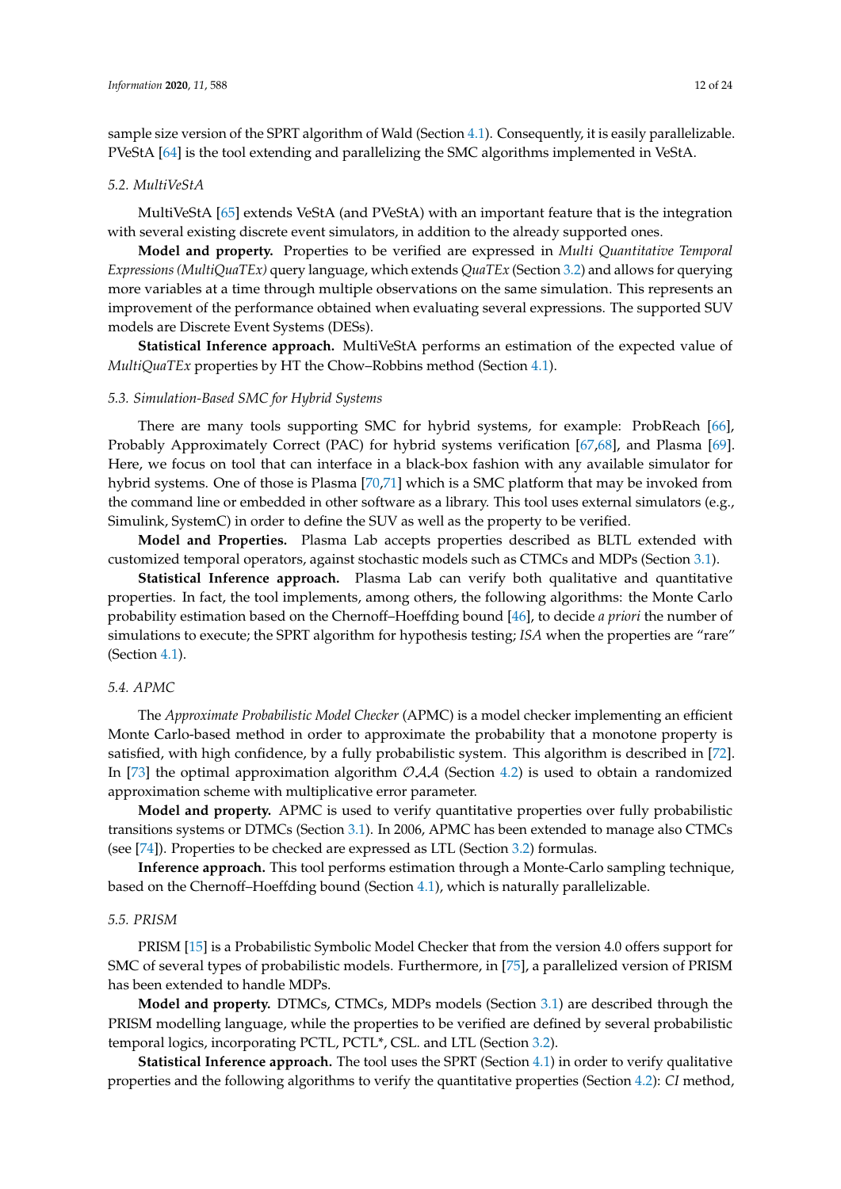sample size version of the SPRT algorithm of Wald (Section 4.1). Consequently, it is easily parallelizable. PVeStA [64] is the tool extending and parallelizing the SMC algorithms implemented in VeStA.

### 5.2. MultiVeStA

MultiVeStA [65] extends VeStA (and PVeStA) with an important feature that is the integration with several existing discrete event simulators, in addition to the already supported ones.

**Model and property.** Properties to be verified are expressed in *Multi Quantitative Temporal Expressions (MultiQuaTEx)* query language, which extends *QuaTEx* (Section 3.2) and allows for querying more variables at a time through multiple observations on the same simulation. This represents an improvement of the performance obtained when evaluating several expressions. The supported SUV models are Discrete Event Systems (DESs).

**Statistical Inference approach.** MultiVeStA performs an estimation of the expected value of *MultiQuaTEx* properties by HT the Chow–Robbins method (Section 4.1).

### 5.3. Simulation-Based SMC for Hybrid Systems

There are many tools supporting SMC for hybrid systems, for example: ProbReach [66], Probably Approximately Correct (PAC) for hybrid systems verification [67,68], and Plasma [69]. Here, we focus on tool that can interface in a black-box fashion with any available simulator for hybrid systems. One of those is Plasma [70,71] which is a SMC platform that may be invoked from the command line or embedded in other software as a library. This tool uses external simulators (e.g., Simulink, SystemC) in order to define the SUV as well as the property to be verified.

**Model and Properties.** Plasma Lab accepts properties described as BLTL extended with customized temporal operators, against stochastic models such as CTMCs and MDPs (Section 3.1).

**Statistical Inference approach.** Plasma Lab can verify both qualitative and quantitative properties. In fact, the tool implements, among others, the following algorithms: the Monte Carlo probability estimation based on the Chernoff–Hoeffding bound [46], to decide *a priori* the number of simulations to execute; the SPRT algorithm for hypothesis testing; *ISA* when the properties are "rare" (Section 4.1).

### 5.4. APMC

The *Approximate Probabilistic Model Checker* (APMC) is a model checker implementing an efficient Monte Carlo-based method in order to approximate the probability that a monotone property is satisfied, with high confidence, by a fully probabilistic system. This algorithm is described in [72]. In [73] the optimal approximation algorithm $\mathcal{OAA}$ (Section 4.2) is used to obtain a randomized approximation scheme with multiplicative error parameter.

**Model and property.** APMC is used to verify quantitative properties over fully probabilistic transitions systems or DTMCs (Section 3.1). In 2006, APMC has been extended to manage also CTMCs (see [74]). Properties to be checked are expressed as LTL (Section 3.2) formulas.

**Inference approach.** This tool performs estimation through a Monte-Carlo sampling technique, based on the Chernoff–Hoeffding bound (Section 4.1), which is naturally parallelizable.

### 5.5. PRISM

PRISM [15] is a Probabilistic Symbolic Model Checker that from the version 4.0 offers support for SMC of several types of probabilistic models. Furthermore, in [75], a parallelized version of PRISM has been extended to handle MDPs.

**Model and property.** DTMCs, CTMCs, MDPs models (Section 3.1) are described through the PRISM modelling language, while the properties to be verified are defined by several probabilistic temporal logics, incorporating PCTL, PCTL*, CSL. and LTL (Section 3.2).

**Statistical Inference approach.** The tool uses the SPRT (Section 4.1) in order to verify qualitative properties and the following algorithms to verify the quantitative properties (Section 4.2): *CI* method,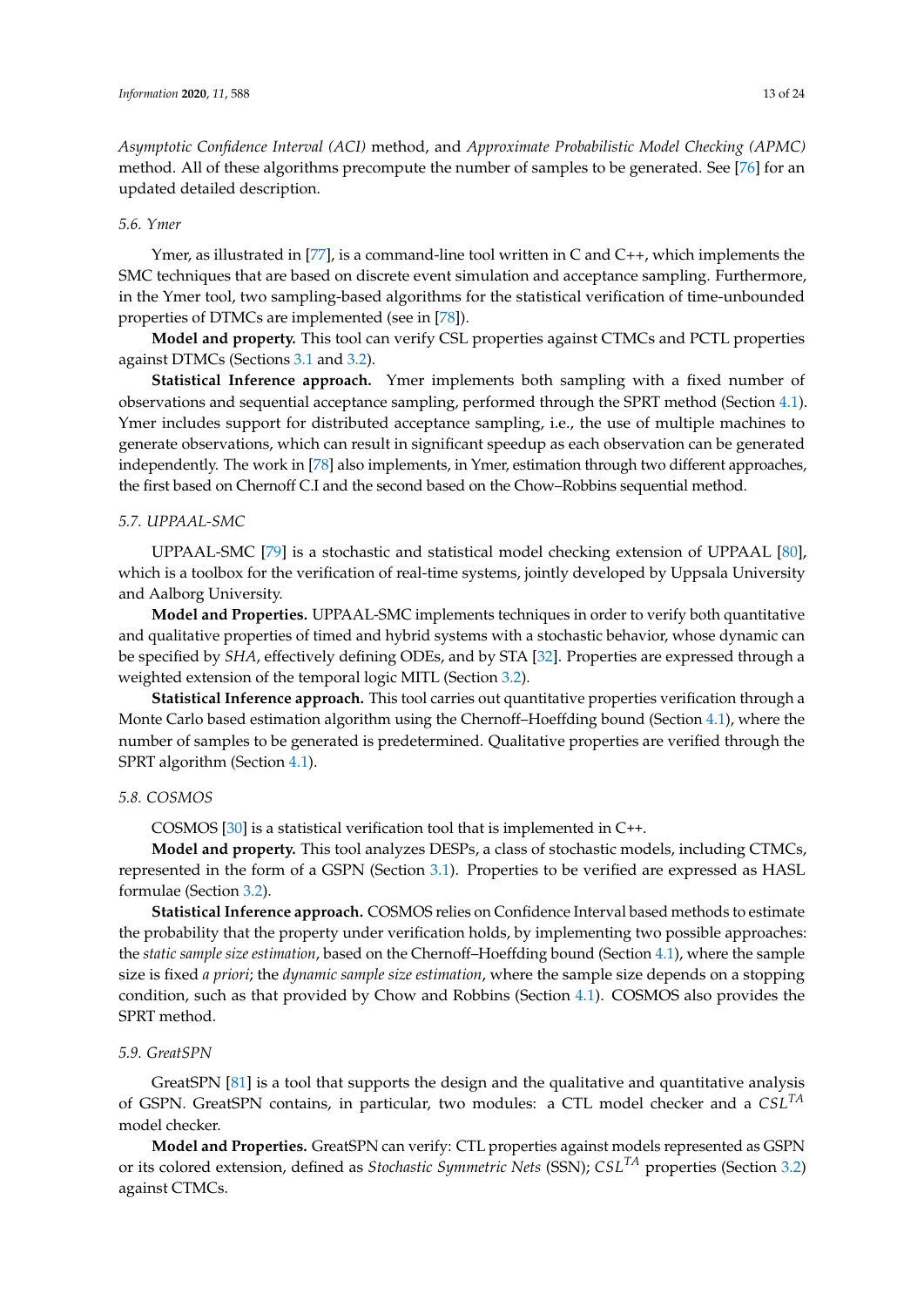*Asymptotic Confidence Interval (ACI)* method, and *Approximate Probabilistic Model Checking (APMC)* method. All of these algorithms precompute the number of samples to be generated. See [76] for an updated detailed description.

### 5.6. Ymer

Ymer, as illustrated in [77], is a command-line tool written in C and C++, which implements the SMC techniques that are based on discrete event simulation and acceptance sampling. Furthermore, in the Ymer tool, two sampling-based algorithms for the statistical verification of time-unbounded properties of DTMCs are implemented (see in [78]).

**Model and property.** This tool can verify CSL properties against CTMCs and PCTL properties against DTMCs (Sections 3.1 and 3.2).

**Statistical Inference approach.** Ymer implements both sampling with a fixed number of observations and sequential acceptance sampling, performed through the SPRT method (Section 4.1). Ymer includes support for distributed acceptance sampling, i.e., the use of multiple machines to generate observations, which can result in significant speedup as each observation can be generated independently. The work in [78] also implements, in Ymer, estimation through two different approaches, the first based on Chernoff C.I and the second based on the Chow–Robbins sequential method.

### 5.7. UPPAAL-SMC

UPPAAL-SMC [79] is a stochastic and statistical model checking extension of UPPAAL [80], which is a toolbox for the verification of real-time systems, jointly developed by Uppsala University and Aalborg University.

**Model and Properties.** UPPAAL-SMC implements techniques in order to verify both quantitative and qualitative properties of timed and hybrid systems with a stochastic behavior, whose dynamic can be specified by *SHA*, effectively defining ODEs, and by STA [32]. Properties are expressed through a weighted extension of the temporal logic MITL (Section 3.2).

**Statistical Inference approach.** This tool carries out quantitative properties verification through a Monte Carlo based estimation algorithm using the Chernoff–Hoeffding bound (Section 4.1), where the number of samples to be generated is predetermined. Qualitative properties are verified through the SPRT algorithm (Section 4.1).

### 5.8. COSMOS

COSMOS [30] is a statistical verification tool that is implemented in C++.

**Model and property.** This tool analyzes DESPs, a class of stochastic models, including CTMCs, represented in the form of a GSPN (Section 3.1). Properties to be verified are expressed as HASL formulae (Section 3.2).

**Statistical Inference approach.** COSMOS relies on Confidence Interval based methods to estimate the probability that the property under verification holds, by implementing two possible approaches: the *static sample size estimation*, based on the Chernoff–Hoeffding bound (Section 4.1), where the sample size is fixed *a priori*; the *dynamic sample size estimation*, where the sample size depends on a stopping condition, such as that provided by Chow and Robbins (Section 4.1). COSMOS also provides the SPRT method.

### 5.9. GreatSPN

GreatSPN [81] is a tool that supports the design and the qualitative and quantitative analysis of GSPN. GreatSPN contains, in particular, two modules: a CTL model checker and a $CSL^{TA}$ model checker.

**Model and Properties.** GreatSPN can verify: CTL properties against models represented as GSPN or its colored extension, defined as *Stochastic Symmetric Nets* (SSN); $CSL^{TA}$ properties (Section 3.2) against CTMCs.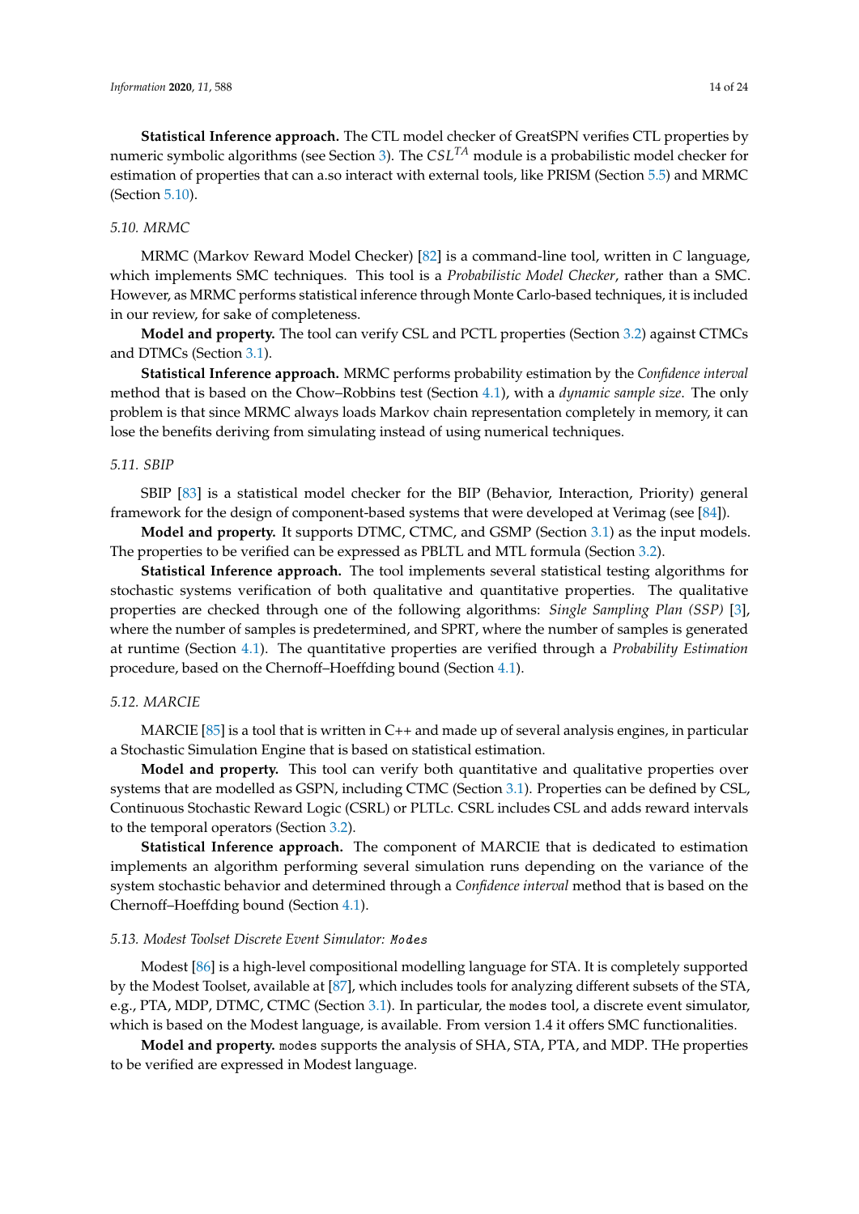**Statistical Inference approach.** The CTL model checker of GreatSPN verifies CTL properties by numeric symbolic algorithms (see Section 3). The $CSL^{TA}$ module is a probabilistic model checker for estimation of properties that can a.so interact with external tools, like PRISM (Section 5.5) and MRMC (Section 5.10).

### 5.10. MRMC

MRMC (Markov Reward Model Checker) [82] is a command-line tool, written in *C* language, which implements SMC techniques. This tool is a *Probabilistic Model Checker*, rather than a SMC. However, as MRMC performs statistical inference through Monte Carlo-based techniques, it is included in our review, for sake of completeness.

**Model and property.** The tool can verify CSL and PCTL properties (Section 3.2) against CTMCs and DTMCs (Section 3.1).

**Statistical Inference approach.** MRMC performs probability estimation by the *Confidence interval* method that is based on the Chow–Robbins test (Section 4.1), with a *dynamic sample size*. The only problem is that since MRMC always loads Markov chain representation completely in memory, it can lose the benefits deriving from simulating instead of using numerical techniques.

### 5.11. SBIP

SBIP [83] is a statistical model checker for the BIP (Behavior, Interaction, Priority) general framework for the design of component-based systems that were developed at Verimag (see [84]).

**Model and property.** It supports DTMC, CTMC, and GSMP (Section 3.1) as the input models. The properties to be verified can be expressed as PBLTL and MTL formula (Section 3.2).

**Statistical Inference approach.** The tool implements several statistical testing algorithms for stochastic systems verification of both qualitative and quantitative properties. The qualitative properties are checked through one of the following algorithms: *Single Sampling Plan (SSP)* [3], where the number of samples is predetermined, and SPRT, where the number of samples is generated at runtime (Section 4.1). The quantitative properties are verified through a *Probability Estimation* procedure, based on the Chernoff–Hoeffding bound (Section 4.1).

### 5.12. MARCIE

MARCIE [85] is a tool that is written in C++ and made up of several analysis engines, in particular a Stochastic Simulation Engine that is based on statistical estimation.

**Model and property.** This tool can verify both quantitative and qualitative properties over systems that are modelled as GSPN, including CTMC (Section 3.1). Properties can be defined by CSL, Continuous Stochastic Reward Logic (CSRL) or PLTLc. CSRL includes CSL and adds reward intervals to the temporal operators (Section 3.2).

**Statistical Inference approach.** The component of MARCIE that is dedicated to estimation implements an algorithm performing several simulation runs depending on the variance of the system stochastic behavior and determined through a *Confidence interval* method that is based on the Chernoff–Hoeffding bound (Section 4.1).

### 5.13. Modest Toolset Discrete Event Simulator: `modes`

Modest [86] is a high-level compositional modelling language for STA. It is completely supported by the Modest Toolset, available at [87], which includes tools for analyzing different subsets of the STA, e.g., PTA, MDP, DTMC, CTMC (Section 3.1). In particular, the `modes` tool, a discrete event simulator, which is based on the Modest language, is available. From version 1.4 it offers SMC functionalities.

**Model and property.** `modes` supports the analysis of SHA, STA, PTA, and MDP. THe properties to be verified are expressed in Modest language.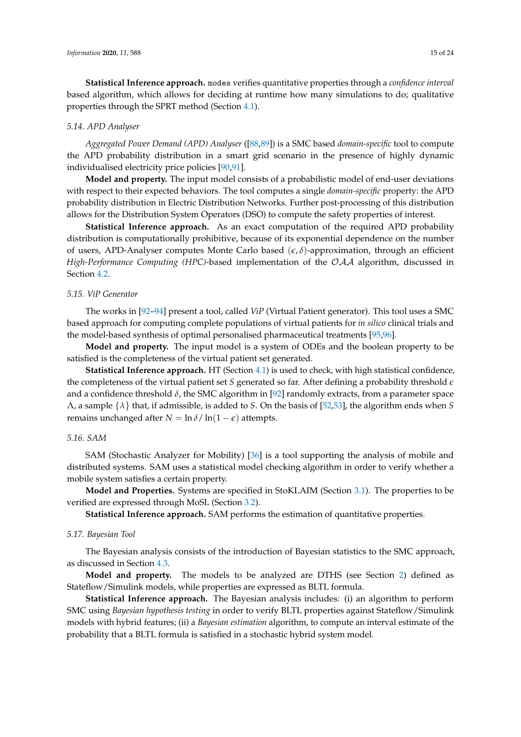**Statistical Inference approach.** `modes` verifies quantitative properties through a *confidence interval* based algorithm, which allows for deciding at runtime how many simulations to do; qualitative properties through the SPRT method (Section 4.1).

### 5.14. APD Analyser

*Aggregated Power Demand (APD) Analyser* ([88,89]) is a SMC based *domain-specific* tool to compute the APD probability distribution in a smart grid scenario in the presence of highly dynamic individualised electricity price policies [90,91].

**Model and property.** The input model consists of a probabilistic model of end-user deviations with respect to their expected behaviors. The tool computes a single *domain-specific* property: the APD probability distribution in Electric Distribution Networks. Further post-processing of this distribution allows for the Distribution System Operators (DSO) to compute the safety properties of interest.

**Statistical Inference approach.** As an exact computation of the required APD probability distribution is computationally prohibitive, because of its exponential dependence on the number of users, APD-Analyser computes Monte Carlo based $(\epsilon, \delta)$-approximation, through an efficient *High-Performance Computing (HPC)*-based implementation of the $\mathcal{OAA}$ algorithm, discussed in Section 4.2.

### 5.15. ViP Generator

The works in [92–94] present a tool, called *ViP* (Virtual Patient generator). This tool uses a SMC based approach for computing complete populations of virtual patients for *in silico* clinical trials and the model-based synthesis of optimal personalised pharmaceutical treatments [95,96].

**Model and property.** The input model is a system of ODEs and the boolean property to be satisfied is the completeness of the virtual patient set generated.

**Statistical Inference approach.** HT (Section 4.1) is used to check, with high statistical confidence, the completeness of the virtual patient set $S$ generated so far. After defining a probability threshold $\epsilon$ and a confidence threshold $\delta$, the SMC algorithm in [92] randomly extracts, from a parameter space $\Lambda$, a sample $\{\lambda\}$ that, if admissible, is added to $S$. On the basis of [52,53], the algorithm ends when $S$ remains unchanged after $N = \ln \delta / \ln(1 - \epsilon)$ attempts.

### 5.16. SAM

SAM (Stochastic Analyzer for Mobility) [36] is a tool supporting the analysis of mobile and distributed systems. SAM uses a statistical model checking algorithm in order to verify whether a mobile system satisfies a certain property.

**Model and Properties.** Systems are specified in StoKLAIM (Section 3.1). The properties to be verified are expressed through MoSL (Section 3.2).

**Statistical Inference approach.** SAM performs the estimation of quantitative properties.

### 5.17. Bayesian Tool

The Bayesian analysis consists of the introduction of Bayesian statistics to the SMC approach, as discussed in Section 4.3.

**Model and property.** The models to be analyzed are DTHS (see Section 2) defined as Stateflow/Simulink models, while properties are expressed as BLTL formula.

**Statistical Inference approach.** The Bayesian analysis includes: (i) an algorithm to perform SMC using *Bayesian hypothesis testing* in order to verify BLTL properties against Stateflow/Simulink models with hybrid features; (ii) a *Bayesian estimation* algorithm, to compute an interval estimate of the probability that a BLTL formula is satisfied in a stochastic hybrid system model.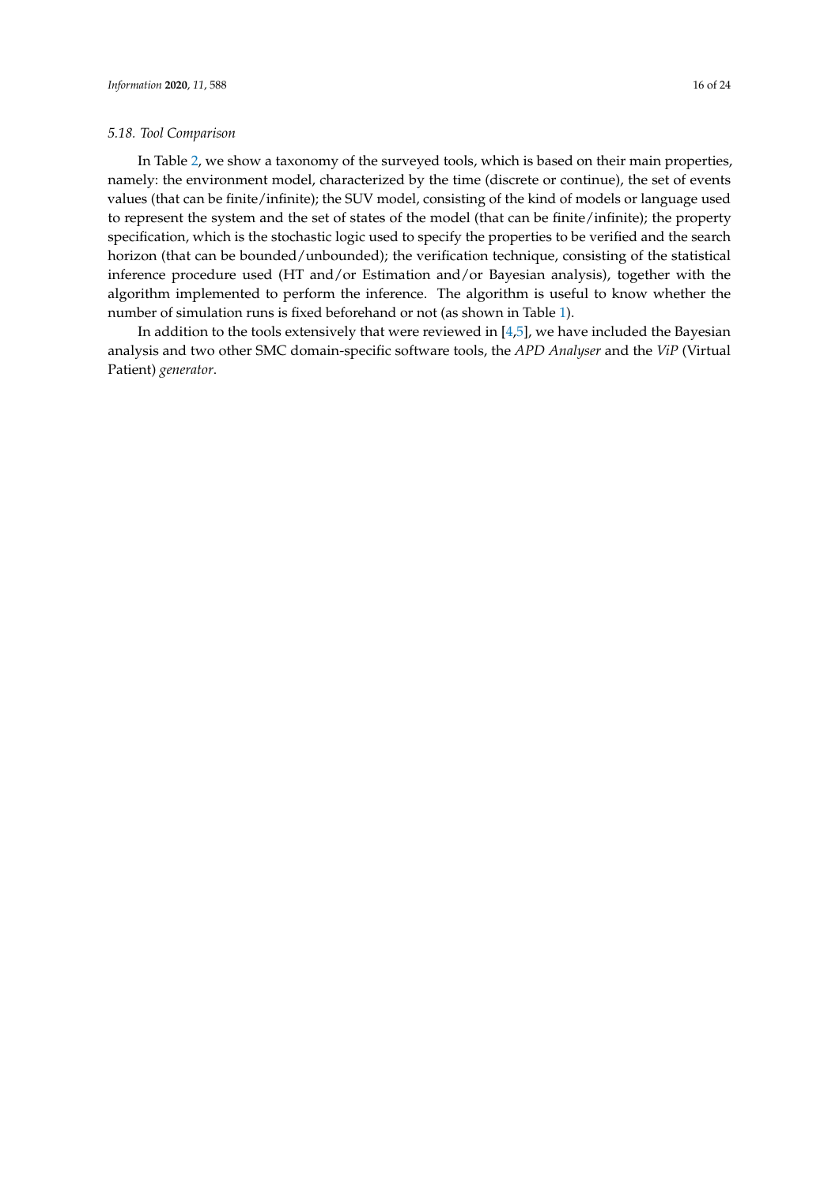### 5.18. Tool Comparison

In Table 2, we show a taxonomy of the surveyed tools, which is based on their main properties, namely: the environment model, characterized by the time (discrete or continue), the set of events values (that can be finite/infinite); the SUV model, consisting of the kind of models or language used to represent the system and the set of states of the model (that can be finite/infinite); the property specification, which is the stochastic logic used to specify the properties to be verified and the search horizon (that can be bounded/unbounded); the verification technique, consisting of the statistical inference procedure used (HT and/or Estimation and/or Bayesian analysis), together with the algorithm implemented to perform the inference. The algorithm is useful to know whether the number of simulation runs is fixed beforehand or not (as shown in Table 1).

In addition to the tools extensively that were reviewed in [4,5], we have included the Bayesian analysis and two other SMC domain-specific software tools, the *APD Analyser* and the *ViP* (Virtual Patient) *generator*.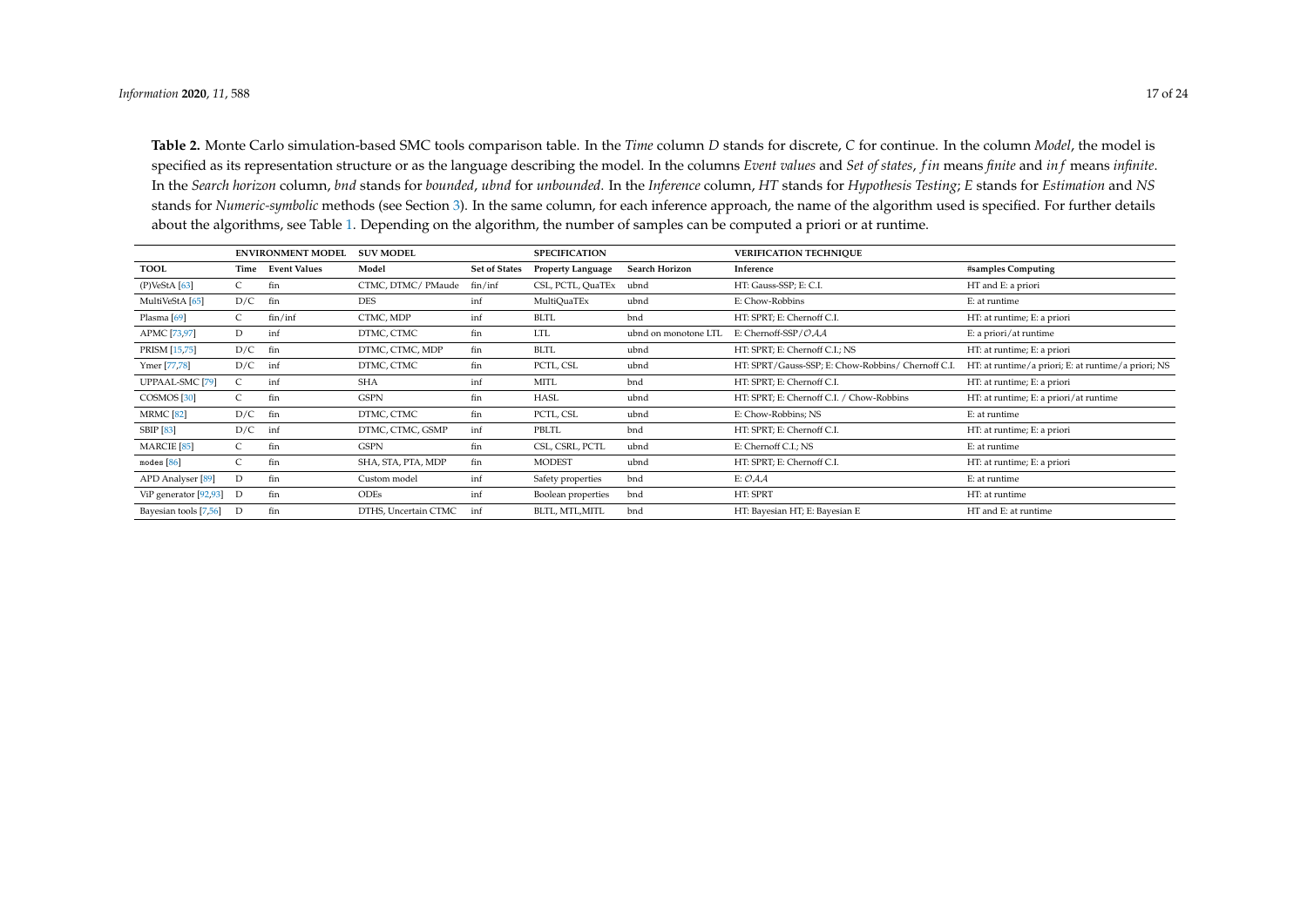**Table 2.** Monte Carlo simulation-based SMC tools comparison table. In the *Time* column *D* stands for discrete, *C* for continue. In the column *Model*, the model is specified as its representation structure or as the language describing the model. In the columns *Event values* and *Set of states*, *fin* means *finite* and *inf* means *infinite*. In the *Search horizon* column, *bnd* stands for *bounded*, *ubnd* for *unbounded*. In the *Inference* column, *HT* stands for *Hypothesis Testing*; *E* stands for *Estimation* and *NS* stands for *Numeric-symbolic* methods (see Section 3). In the same column, for each inference approach, the name of the algorithm used is specified. For further details about the algorithms, see Table 1. Depending on the algorithm, the number of samples can be computed a priori or at runtime.

| | **ENVIRONMENT MODEL** | | **SUV MODEL** | | **SPECIFICATION** | | **VERIFICATION TECHNIQUE** | |
|---|---|---|---|---|---|---|---|---|
| **TOOL** | **Time** | **Event Values** | **Model** | **Set of States** | **Property Language** | **Search Horizon** | **Inference** | **#samples Computing** |
| (P)VeStA [63] | C | fin | CTMC, DTMC/ PMaude | fin/inf | CSL, PCTL, QuaTEx | ubnd | HT: Gauss-SSP; E: C.I. | HT and E: a priori |
| MultiVeStA [65] | D/C | fin | DES | inf | MultiQuaTEx | ubnd | E: Chow-Robbins | E: at runtime |
| Plasma [69] | C | fin/inf | CTMC, MDP | inf | BLTL | bnd | HT: SPRT; E: Chernoff C.I. | HT: at runtime; E: a priori |
| APMC [73,97] | D | inf | DTMC, CTMC | fin | LTL | ubnd on monotone LTL | E: Chernoff-SSP/$\mathcal{OAA}$ | E: a priori/at runtime |
| PRISM [15,75] | D/C | fin | DTMC, CTMC, MDP | fin | BLTL | ubnd | HT: SPRT; E: Chernoff C.I.; NS | HT: at runtime; E: a priori |
| Ymer [77,78] | D/C | inf | DTMC, CTMC | fin | PCTL, CSL | ubnd | HT: SPRT/Gauss-SSP; E: Chow-Robbins/ Chernoff C.I. | HT: at runtime/a priori; E: at runtime/a priori; NS |
| UPPAAL-SMC [79] | C | inf | SHA | inf | MITL | bnd | HT: SPRT; E: Chernoff C.I. | HT: at runtime; E: a priori |
| COSMOS [30] | C | fin | GSPN | fin | HASL | ubnd | HT: SPRT; E: Chernoff C.I. / Chow-Robbins | HT: at runtime; E: a priori/at runtime |
| MRMC [82] | D/C | fin | DTMC, CTMC | fin | PCTL, CSL | ubnd | E: Chow-Robbins; NS | E: at runtime |
| SBIP [83] | D/C | inf | DTMC, CTMC, GSMP | inf | PBLTL | bnd | HT: SPRT; E: Chernoff C.I. | HT: at runtime; E: a priori |
| MARCIE [85] | C | fin | GSPN | fin | CSL, CSRL, PCTL | ubnd | E: Chernoff C.I.; NS | E: at runtime |
| modes [86] | C | fin | SHA, STA, PTA, MDP | fin | MODEST | ubnd | HT: SPRT; E: Chernoff C.I. | HT: at runtime; E: a priori |
| APD Analyser [89] | D | fin | Custom model | inf | Safety properties | bnd | E: $\mathcal{OAA}$ | E: at runtime |
| ViP generator [92,93] | D | fin | ODEs | inf | Boolean properties | bnd | HT: SPRT | HT: at runtime |
| Bayesian tools [7,56] | D | fin | DTHS, Uncertain CTMC | inf | BLTL, MTL,MITL | bnd | HT: Bayesian HT; E: Bayesian E | HT and E: at runtime |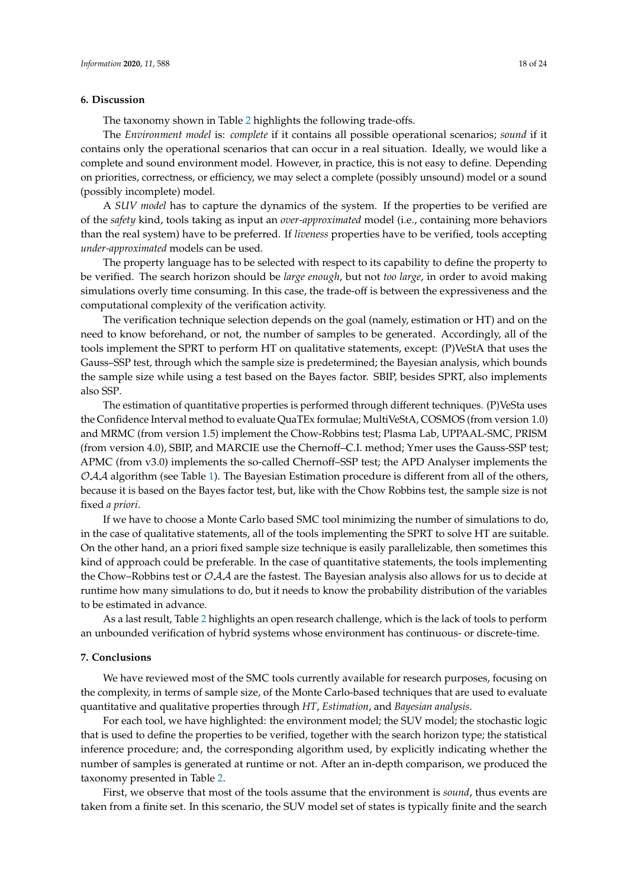## 6. Discussion

The taxonomy shown in Table 2 highlights the following trade-offs.

The *Environment model* is: *complete* if it contains all possible operational scenarios; *sound* if it contains only the operational scenarios that can occur in a real situation. Ideally, we would like a complete and sound environment model. However, in practice, this is not easy to define. Depending on priorities, correctness, or efficiency, we may select a complete (possibly unsound) model or a sound (possibly incomplete) model.

A *SUV model* has to capture the dynamics of the system. If the properties to be verified are of the *safety* kind, tools taking as input an *over-approximated* model (i.e., containing more behaviors than the real system) have to be preferred. If *liveness* properties have to be verified, tools accepting *under-approximated* models can be used.

The property language has to be selected with respect to its capability to define the property to be verified. The search horizon should be *large enough*, but not *too large*, in order to avoid making simulations overly time consuming. In this case, the trade-off is between the expressiveness and the computational complexity of the verification activity.

The verification technique selection depends on the goal (namely, estimation or HT) and on the need to know beforehand, or not, the number of samples to be generated. Accordingly, all of the tools implement the SPRT to perform HT on qualitative statements, except: (P)VeStA that uses the Gauss–SSP test, through which the sample size is predetermined; the Bayesian analysis, which bounds the sample size while using a test based on the Bayes factor. SBIP, besides SPRT, also implements also SSP.

The estimation of quantitative properties is performed through different techniques. (P)VeSta uses the Confidence Interval method to evaluate QuaTEx formulae; MultiVeStA, COSMOS (from version 1.0) and MRMC (from version 1.5) implement the Chow-Robbins test; Plasma Lab, UPPAAL-SMC, PRISM (from version 4.0), SBIP, and MARCIE use the Chernoff–C.I. method; Ymer uses the Gauss-SSP test; APMC (from v3.0) implements the so-called Chernoff–SSP test; the APD Analyser implements the $\mathcal{OAA}$ algorithm (see Table 1). The Bayesian Estimation procedure is different from all of the others, because it is based on the Bayes factor test, but, like with the Chow Robbins test, the sample size is not fixed *a priori*.

If we have to choose a Monte Carlo based SMC tool minimizing the number of simulations to do, in the case of qualitative statements, all of the tools implementing the SPRT to solve HT are suitable. On the other hand, an a priori fixed sample size technique is easily parallelizable, then sometimes this kind of approach could be preferable. In the case of quantitative statements, the tools implementing the Chow–Robbins test or $\mathcal{OAA}$ are the fastest. The Bayesian analysis also allows for us to decide at runtime how many simulations to do, but it needs to know the probability distribution of the variables to be estimated in advance.

As a last result, Table 2 highlights an open research challenge, which is the lack of tools to perform an unbounded verification of hybrid systems whose environment has continuous- or discrete-time.

## 7. Conclusions

We have reviewed most of the SMC tools currently available for research purposes, focusing on the complexity, in terms of sample size, of the Monte Carlo-based techniques that are used to evaluate quantitative and qualitative properties through *HT*, *Estimation*, and *Bayesian analysis*.

For each tool, we have highlighted: the environment model; the SUV model; the stochastic logic that is used to define the properties to be verified, together with the search horizon type; the statistical inference procedure; and, the corresponding algorithm used, by explicitly indicating whether the number of samples is generated at runtime or not. After an in-depth comparison, we produced the taxonomy presented in Table 2.

First, we observe that most of the tools assume that the environment is *sound*, thus events are taken from a finite set. In this scenario, the SUV model set of states is typically finite and the search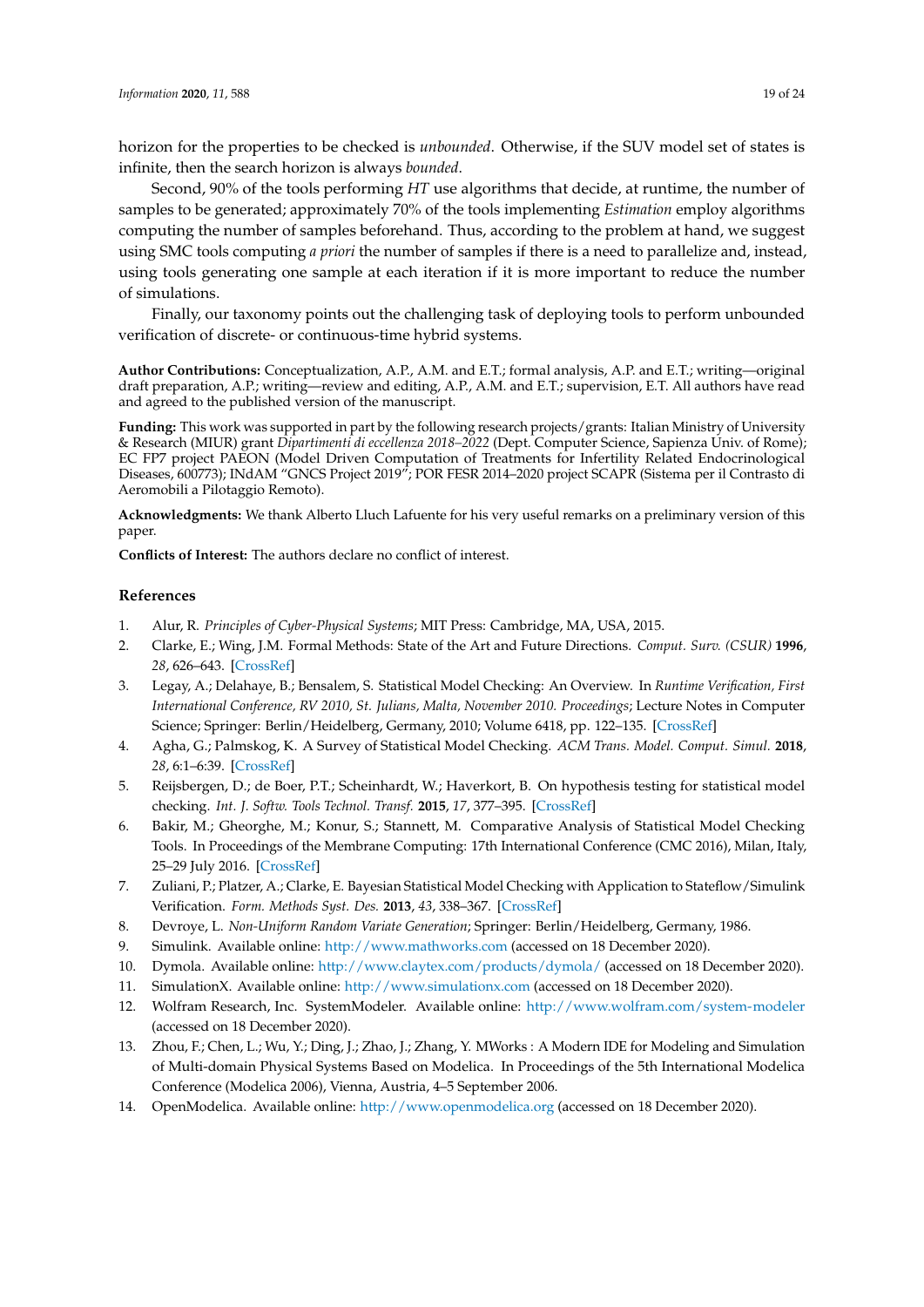horizon for the properties to be checked is *unbounded*. Otherwise, if the SUV model set of states is infinite, then the search horizon is always *bounded*.

Second, 90% of the tools performing *HT* use algorithms that decide, at runtime, the number of samples to be generated; approximately 70% of the tools implementing *Estimation* employ algorithms computing the number of samples beforehand. Thus, according to the problem at hand, we suggest using SMC tools computing *a priori* the number of samples if there is a need to parallelize and, instead, using tools generating one sample at each iteration if it is more important to reduce the number of simulations.

Finally, our taxonomy points out the challenging task of deploying tools to perform unbounded verification of discrete- or continuous-time hybrid systems.

**Author Contributions:** Conceptualization, A.P., A.M. and E.T.; formal analysis, A.P. and E.T.; writing—original draft preparation, A.P.; writing—review and editing, A.P., A.M. and E.T.; supervision, E.T. All authors have read and agreed to the published version of the manuscript.

**Funding:** This work was supported in part by the following research projects/grants: Italian Ministry of University & Research (MIUR) grant *Dipartimenti di eccellenza 2018–2022* (Dept. Computer Science, Sapienza Univ. of Rome); EC FP7 project PAEON (Model Driven Computation of Treatments for Infertility Related Endocrinological Diseases, 600773); INdAM "GNCS Project 2019"; POR FESR 2014–2020 project SCAPR (Sistema per il Contrasto di Aeromobili a Pilotaggio Remoto).

**Acknowledgments:** We thank Alberto Lluch Lafuente for his very useful remarks on a preliminary version of this paper.

**Conflicts of Interest:** The authors declare no conflict of interest.

## References

1. Alur, R. *Principles of Cyber-Physical Systems*; MIT Press: Cambridge, MA, USA, 2015.
2. Clarke, E.; Wing, J.M. Formal Methods: State of the Art and Future Directions. *Comput. Surv. (CSUR)* **1996**, *28*, 626–643. [CrossRef]
3. Legay, A.; Delahaye, B.; Bensalem, S. Statistical Model Checking: An Overview. In *Runtime Verification, First International Conference, RV 2010, St. Julians, Malta, November 2010. Proceedings*; Lecture Notes in Computer Science; Springer: Berlin/Heidelberg, Germany, 2010; Volume 6418, pp. 122–135. [CrossRef]
4. Agha, G.; Palmskog, K. A Survey of Statistical Model Checking. *ACM Trans. Model. Comput. Simul.* **2018**, *28*, 6:1–6:39. [CrossRef]
5. Reijsbergen, D.; de Boer, P.T.; Scheinhardt, W.; Haverkort, B. On hypothesis testing for statistical model checking. *Int. J. Softw. Tools Technol. Transf.* **2015**, *17*, 377–395. [CrossRef]
6. Bakir, M.; Gheorghe, M.; Konur, S.; Stannett, M. Comparative Analysis of Statistical Model Checking Tools. In Proceedings of the Membrane Computing: 17th International Conference (CMC 2016), Milan, Italy, 25–29 July 2016. [CrossRef]
7. Zuliani, P.; Platzer, A.; Clarke, E. Bayesian Statistical Model Checking with Application to Stateflow/Simulink Verification. *Form. Methods Syst. Des.* **2013**, *43*, 338–367. [CrossRef]
8. Devroye, L. *Non-Uniform Random Variate Generation*; Springer: Berlin/Heidelberg, Germany, 1986.
9. Simulink. Available online: http://www.mathworks.com (accessed on 18 December 2020).
10. Dymola. Available online: http://www.claytex.com/products/dymola/ (accessed on 18 December 2020).
11. SimulationX. Available online: http://www.simulationx.com (accessed on 18 December 2020).
12. Wolfram Research, Inc. SystemModeler. Available online: http://www.wolfram.com/system-modeler (accessed on 18 December 2020).
13. Zhou, F.; Chen, L.; Wu, Y.; Ding, J.; Zhao, J.; Zhang, Y. MWorks : A Modern IDE for Modeling and Simulation of Multi-domain Physical Systems Based on Modelica. In Proceedings of the 5th International Modelica Conference (Modelica 2006), Vienna, Austria, 4–5 September 2006.
14. OpenModelica. Available online: http://www.openmodelica.org (accessed on 18 December 2020).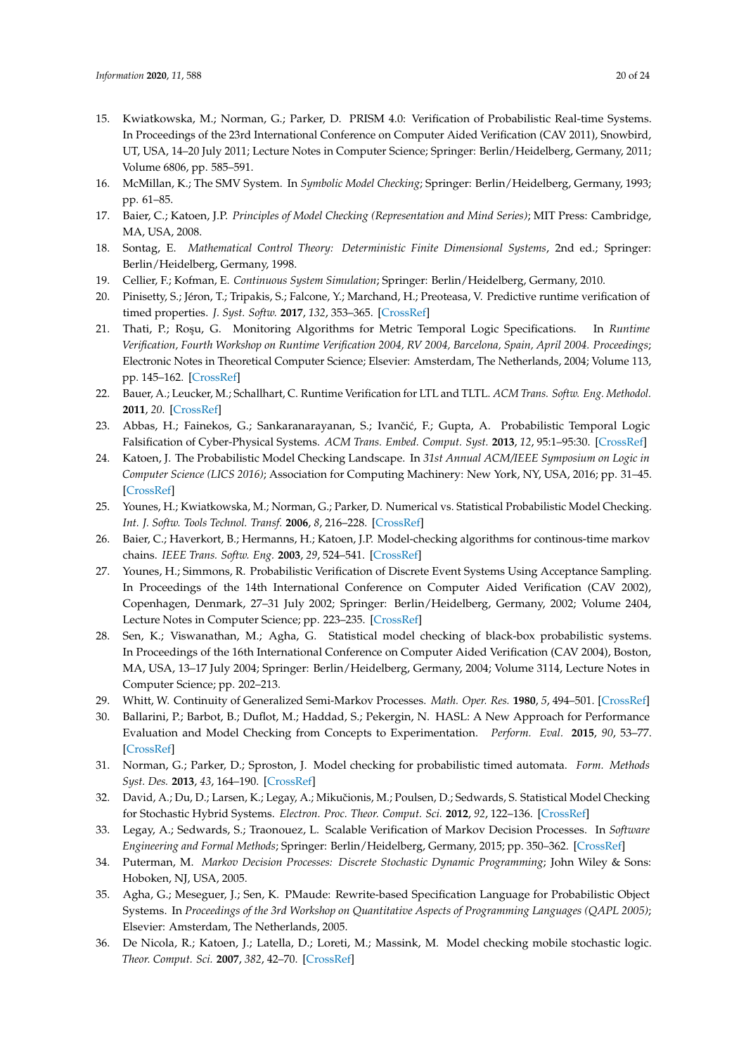15. Kwiatkowska, M.; Norman, G.; Parker, D. PRISM 4.0: Verification of Probabilistic Real-time Systems. In Proceedings of the 23rd International Conference on Computer Aided Verification (CAV 2011), Snowbird, UT, USA, 14–20 July 2011; Lecture Notes in Computer Science; Springer: Berlin/Heidelberg, Germany, 2011; Volume 6806, pp. 585–591.
16. McMillan, K.; The SMV System. In *Symbolic Model Checking*; Springer: Berlin/Heidelberg, Germany, 1993; pp. 61–85.
17. Baier, C.; Katoen, J.P. *Principles of Model Checking (Representation and Mind Series)*; MIT Press: Cambridge, MA, USA, 2008.
18. Sontag, E. *Mathematical Control Theory: Deterministic Finite Dimensional Systems*, 2nd ed.; Springer: Berlin/Heidelberg, Germany, 1998.
19. Cellier, F.; Kofman, E. *Continuous System Simulation*; Springer: Berlin/Heidelberg, Germany, 2010.
20. Pinisetty, S.; Jéron, T.; Tripakis, S.; Falcone, Y.; Marchand, H.; Preoteasa, V. Predictive runtime verification of timed properties. *J. Syst. Softw.* **2017**, *132*, 353–365. [CrossRef]
21. Thati, P.; Roşu, G. Monitoring Algorithms for Metric Temporal Logic Specifications. In *Runtime Verification, Fourth Workshop on Runtime Verification 2004, RV 2004, Barcelona, Spain, April 2004. Proceedings*; Electronic Notes in Theoretical Computer Science; Elsevier: Amsterdam, The Netherlands, 2004; Volume 113, pp. 145–162. [CrossRef]
22. Bauer, A.; Leucker, M.; Schallhart, C. Runtime Verification for LTL and TLTL. *ACM Trans. Softw. Eng. Methodol.* **2011**, *20*. [CrossRef]
23. Abbas, H.; Fainekos, G.; Sankaranarayanan, S.; Ivančić, F.; Gupta, A. Probabilistic Temporal Logic Falsification of Cyber-Physical Systems. *ACM Trans. Embed. Comput. Syst.* **2013**, *12*, 95:1–95:30. [CrossRef]
24. Katoen, J. The Probabilistic Model Checking Landscape. In *31st Annual ACM/IEEE Symposium on Logic in Computer Science (LICS 2016)*; Association for Computing Machinery: New York, NY, USA, 2016; pp. 31–45. [CrossRef]
25. Younes, H.; Kwiatkowska, M.; Norman, G.; Parker, D. Numerical vs. Statistical Probabilistic Model Checking. *Int. J. Softw. Tools Technol. Transf.* **2006**, *8*, 216–228. [CrossRef]
26. Baier, C.; Haverkort, B.; Hermanns, H.; Katoen, J.P. Model-checking algorithms for continous-time markov chains. *IEEE Trans. Softw. Eng.* **2003**, *29*, 524–541. [CrossRef]
27. Younes, H.; Simmons, R. Probabilistic Verification of Discrete Event Systems Using Acceptance Sampling. In Proceedings of the 14th International Conference on Computer Aided Verification (CAV 2002), Copenhagen, Denmark, 27–31 July 2002; Springer: Berlin/Heidelberg, Germany, 2002; Volume 2404, Lecture Notes in Computer Science; pp. 223–235. [CrossRef]
28. Sen, K.; Viswanathan, M.; Agha, G. Statistical model checking of black-box probabilistic systems. In Proceedings of the 16th International Conference on Computer Aided Verification (CAV 2004), Boston, MA, USA, 13–17 July 2004; Springer: Berlin/Heidelberg, Germany, 2004; Volume 3114, Lecture Notes in Computer Science; pp. 202–213.
29. Whitt, W. Continuity of Generalized Semi-Markov Processes. *Math. Oper. Res.* **1980**, *5*, 494–501. [CrossRef]
30. Ballarini, P.; Barbot, B.; Duflot, M.; Haddad, S.; Pekergin, N. HASL: A New Approach for Performance Evaluation and Model Checking from Concepts to Experimentation. *Perform. Eval.* **2015**, *90*, 53–77. [CrossRef]
31. Norman, G.; Parker, D.; Sproston, J. Model checking for probabilistic timed automata. *Form. Methods Syst. Des.* **2013**, *43*, 164–190. [CrossRef]
32. David, A.; Du, D.; Larsen, K.; Legay, A.; Mikučionis, M.; Poulsen, D.; Sedwards, S. Statistical Model Checking for Stochastic Hybrid Systems. *Electron. Proc. Theor. Comput. Sci.* **2012**, *92*, 122–136. [CrossRef]
33. Legay, A.; Sedwards, S.; Traonouez, L. Scalable Verification of Markov Decision Processes. In *Software Engineering and Formal Methods*; Springer: Berlin/Heidelberg, Germany, 2015; pp. 350–362. [CrossRef]
34. Puterman, M. *Markov Decision Processes: Discrete Stochastic Dynamic Programming*; John Wiley & Sons: Hoboken, NJ, USA, 2005.
35. Agha, G.; Meseguer, J.; Sen, K. PMaude: Rewrite-based Specification Language for Probabilistic Object Systems. In *Proceedings of the 3rd Workshop on Quantitative Aspects of Programming Languages (QAPL 2005)*; Elsevier: Amsterdam, The Netherlands, 2005.
36. De Nicola, R.; Katoen, J.; Latella, D.; Loreti, M.; Massink, M. Model checking mobile stochastic logic. *Theor. Comput. Sci.* **2007**, *382*, 42–70. [CrossRef]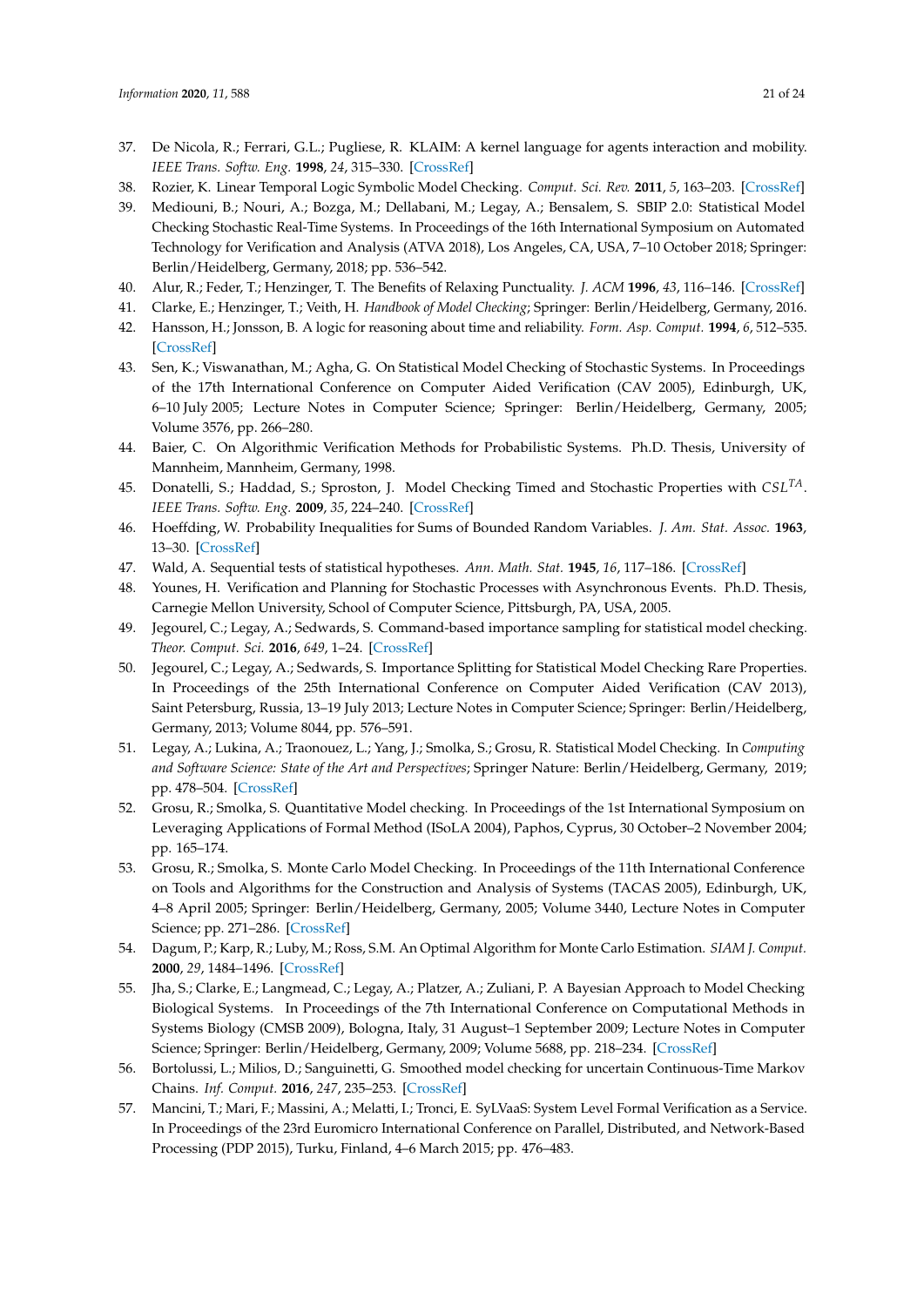37. De Nicola, R.; Ferrari, G.L.; Pugliese, R. KLAIM: A kernel language for agents interaction and mobility. *IEEE Trans. Softw. Eng.* **1998**, *24*, 315–330. [CrossRef]
38. Rozier, K. Linear Temporal Logic Symbolic Model Checking. *Comput. Sci. Rev.* **2011**, *5*, 163–203. [CrossRef]
39. Mediouni, B.; Nouri, A.; Bozga, M.; Dellabani, M.; Legay, A.; Bensalem, S. SBIP 2.0: Statistical Model Checking Stochastic Real-Time Systems. In Proceedings of the 16th International Symposium on Automated Technology for Verification and Analysis (ATVA 2018), Los Angeles, CA, USA, 7–10 October 2018; Springer: Berlin/Heidelberg, Germany, 2018; pp. 536–542.
40. Alur, R.; Feder, T.; Henzinger, T. The Benefits of Relaxing Punctuality. *J. ACM* **1996**, *43*, 116–146. [CrossRef]
41. Clarke, E.; Henzinger, T.; Veith, H. *Handbook of Model Checking*; Springer: Berlin/Heidelberg, Germany, 2016.
42. Hansson, H.; Jonsson, B. A logic for reasoning about time and reliability. *Form. Asp. Comput.* **1994**, *6*, 512–535. [CrossRef]
43. Sen, K.; Viswanathan, M.; Agha, G. On Statistical Model Checking of Stochastic Systems. In Proceedings of the 17th International Conference on Computer Aided Verification (CAV 2005), Edinburgh, UK, 6–10 July 2005; Lecture Notes in Computer Science; Springer: Berlin/Heidelberg, Germany, 2005; Volume 3576, pp. 266–280.
44. Baier, C. On Algorithmic Verification Methods for Probabilistic Systems. Ph.D. Thesis, University of Mannheim, Mannheim, Germany, 1998.
45. Donatelli, S.; Haddad, S.; Sproston, J. Model Checking Timed and Stochastic Properties with $CSL^{TA}$. *IEEE Trans. Softw. Eng.* **2009**, *35*, 224–240. [CrossRef]
46. Hoeffding, W. Probability Inequalities for Sums of Bounded Random Variables. *J. Am. Stat. Assoc.* **1963**, 13–30. [CrossRef]
47. Wald, A. Sequential tests of statistical hypotheses. *Ann. Math. Stat.* **1945**, *16*, 117–186. [CrossRef]
48. Younes, H. Verification and Planning for Stochastic Processes with Asynchronous Events. Ph.D. Thesis, Carnegie Mellon University, School of Computer Science, Pittsburgh, PA, USA, 2005.
49. Jegourel, C.; Legay, A.; Sedwards, S. Command-based importance sampling for statistical model checking. *Theor. Comput. Sci.* **2016**, *649*, 1–24. [CrossRef]
50. Jegourel, C.; Legay, A.; Sedwards, S. Importance Splitting for Statistical Model Checking Rare Properties. In Proceedings of the 25th International Conference on Computer Aided Verification (CAV 2013), Saint Petersburg, Russia, 13–19 July 2013; Lecture Notes in Computer Science; Springer: Berlin/Heidelberg, Germany, 2013; Volume 8044, pp. 576–591.
51. Legay, A.; Lukina, A.; Traonouez, L.; Yang, J.; Smolka, S.; Grosu, R. Statistical Model Checking. In *Computing and Software Science: State of the Art and Perspectives*; Springer Nature: Berlin/Heidelberg, Germany, 2019; pp. 478–504. [CrossRef]
52. Grosu, R.; Smolka, S. Quantitative Model checking. In Proceedings of the 1st International Symposium on Leveraging Applications of Formal Method (ISoLA 2004), Paphos, Cyprus, 30 October–2 November 2004; pp. 165–174.
53. Grosu, R.; Smolka, S. Monte Carlo Model Checking. In Proceedings of the 11th International Conference on Tools and Algorithms for the Construction and Analysis of Systems (TACAS 2005), Edinburgh, UK, 4–8 April 2005; Springer: Berlin/Heidelberg, Germany, 2005; Volume 3440, Lecture Notes in Computer Science; pp. 271–286. [CrossRef]
54. Dagum, P.; Karp, R.; Luby, M.; Ross, S.M. An Optimal Algorithm for Monte Carlo Estimation. *SIAM J. Comput.* **2000**, *29*, 1484–1496. [CrossRef]
55. Jha, S.; Clarke, E.; Langmead, C.; Legay, A.; Platzer, A.; Zuliani, P. A Bayesian Approach to Model Checking Biological Systems. In Proceedings of the 7th International Conference on Computational Methods in Systems Biology (CMSB 2009), Bologna, Italy, 31 August–1 September 2009; Lecture Notes in Computer Science; Springer: Berlin/Heidelberg, Germany, 2009; Volume 5688, pp. 218–234. [CrossRef]
56. Bortolussi, L.; Milios, D.; Sanguinetti, G. Smoothed model checking for uncertain Continuous-Time Markov Chains. *Inf. Comput.* **2016**, *247*, 235–253. [CrossRef]
57. Mancini, T.; Mari, F.; Massini, A.; Melatti, I.; Tronci, E. SyLVaaS: System Level Formal Verification as a Service. In Proceedings of the 23rd Euromicro International Conference on Parallel, Distributed, and Network-Based Processing (PDP 2015), Turku, Finland, 4–6 March 2015; pp. 476–483.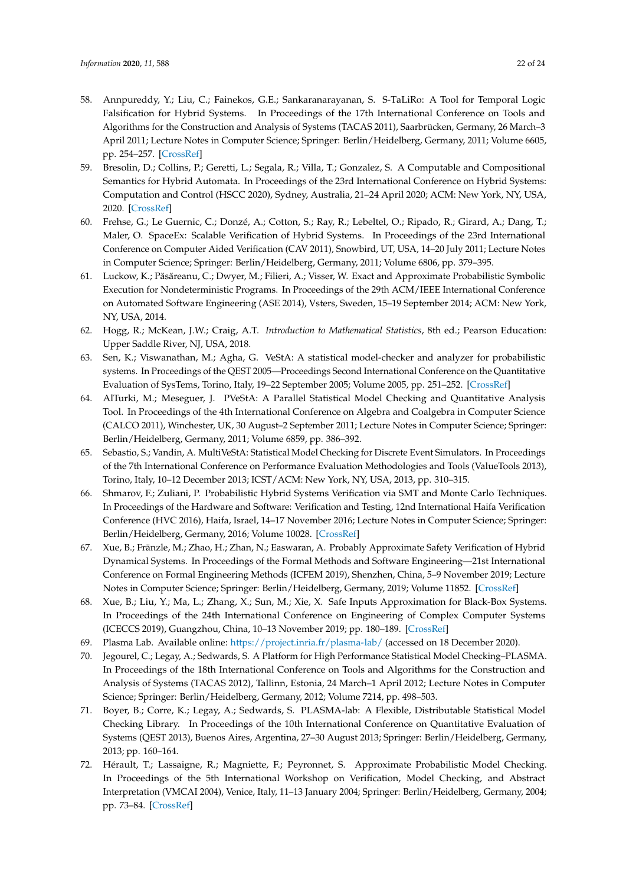58. Annpureddy, Y.; Liu, C.; Fainekos, G.E.; Sankaranarayanan, S. S-TaLiRo: A Tool for Temporal Logic Falsification for Hybrid Systems. In Proceedings of the 17th International Conference on Tools and Algorithms for the Construction and Analysis of Systems (TACAS 2011), Saarbrücken, Germany, 26 March–3 April 2011; Lecture Notes in Computer Science; Springer: Berlin/Heidelberg, Germany, 2011; Volume 6605, pp. 254–257. [CrossRef]
59. Bresolin, D.; Collins, P.; Geretti, L.; Segala, R.; Villa, T.; Gonzalez, S. A Computable and Compositional Semantics for Hybrid Automata. In Proceedings of the 23rd International Conference on Hybrid Systems: Computation and Control (HSCC 2020), Sydney, Australia, 21–24 April 2020; ACM: New York, NY, USA, 2020. [CrossRef]
60. Frehse, G.; Le Guernic, C.; Donzé, A.; Cotton, S.; Ray, R.; Lebeltel, O.; Ripado, R.; Girard, A.; Dang, T.; Maler, O. SpaceEx: Scalable Verification of Hybrid Systems. In Proceedings of the 23rd International Conference on Computer Aided Verification (CAV 2011), Snowbird, UT, USA, 14–20 July 2011; Lecture Notes in Computer Science; Springer: Berlin/Heidelberg, Germany, 2011; Volume 6806, pp. 379–395.
61. Luckow, K.; Păsăreanu, C.; Dwyer, M.; Filieri, A.; Visser, W. Exact and Approximate Probabilistic Symbolic Execution for Nondeterministic Programs. In Proceedings of the 29th ACM/IEEE International Conference on Automated Software Engineering (ASE 2014), Vsters, Sweden, 15–19 September 2014; ACM: New York, NY, USA, 2014.
62. Hogg, R.; McKean, J.W.; Craig, A.T. *Introduction to Mathematical Statistics*, 8th ed.; Pearson Education: Upper Saddle River, NJ, USA, 2018.
63. Sen, K.; Viswanathan, M.; Agha, G. VeStA: A statistical model-checker and analyzer for probabilistic systems. In Proceedings of the QEST 2005—Proceedings Second International Conference on the Quantitative Evaluation of SysTems, Torino, Italy, 19–22 September 2005; Volume 2005, pp. 251–252. [CrossRef]
64. AlTurki, M.; Meseguer, J. PVeStA: A Parallel Statistical Model Checking and Quantitative Analysis Tool. In Proceedings of the 4th International Conference on Algebra and Coalgebra in Computer Science (CALCO 2011), Winchester, UK, 30 August–2 September 2011; Lecture Notes in Computer Science; Springer: Berlin/Heidelberg, Germany, 2011; Volume 6859, pp. 386–392.
65. Sebastio, S.; Vandin, A. MultiVeStA: Statistical Model Checking for Discrete Event Simulators. In Proceedings of the 7th International Conference on Performance Evaluation Methodologies and Tools (ValueTools 2013), Torino, Italy, 10–12 December 2013; ICST/ACM: New York, NY, USA, 2013, pp. 310–315.
66. Shmarov, F.; Zuliani, P. Probabilistic Hybrid Systems Verification via SMT and Monte Carlo Techniques. In Proceedings of the Hardware and Software: Verification and Testing, 12nd International Haifa Verification Conference (HVC 2016), Haifa, Israel, 14–17 November 2016; Lecture Notes in Computer Science; Springer: Berlin/Heidelberg, Germany, 2016; Volume 10028. [CrossRef]
67. Xue, B.; Fränzle, M.; Zhao, H.; Zhan, N.; Easwaran, A. Probably Approximate Safety Verification of Hybrid Dynamical Systems. In Proceedings of the Formal Methods and Software Engineering—21st International Conference on Formal Engineering Methods (ICFEM 2019), Shenzhen, China, 5–9 November 2019; Lecture Notes in Computer Science; Springer: Berlin/Heidelberg, Germany, 2019; Volume 11852. [CrossRef]
68. Xue, B.; Liu, Y.; Ma, L.; Zhang, X.; Sun, M.; Xie, X. Safe Inputs Approximation for Black-Box Systems. In Proceedings of the 24th International Conference on Engineering of Complex Computer Systems (ICECCS 2019), Guangzhou, China, 10–13 November 2019; pp. 180–189. [CrossRef]
69. Plasma Lab. Available online: https://project.inria.fr/plasma-lab/ (accessed on 18 December 2020).
70. Jegourel, C.; Legay, A.; Sedwards, S. A Platform for High Performance Statistical Model Checking–PLASMA. In Proceedings of the 18th International Conference on Tools and Algorithms for the Construction and Analysis of Systems (TACAS 2012), Tallinn, Estonia, 24 March–1 April 2012; Lecture Notes in Computer Science; Springer: Berlin/Heidelberg, Germany, 2012; Volume 7214, pp. 498–503.
71. Boyer, B.; Corre, K.; Legay, A.; Sedwards, S. PLASMA-lab: A Flexible, Distributable Statistical Model Checking Library. In Proceedings of the 10th International Conference on Quantitative Evaluation of Systems (QEST 2013), Buenos Aires, Argentina, 27–30 August 2013; Springer: Berlin/Heidelberg, Germany, 2013; pp. 160–164.
72. Hérault, T.; Lassaigne, R.; Magniette, F.; Peyronnet, S. Approximate Probabilistic Model Checking. In Proceedings of the 5th International Workshop on Verification, Model Checking, and Abstract Interpretation (VMCAI 2004), Venice, Italy, 11–13 January 2004; Springer: Berlin/Heidelberg, Germany, 2004; pp. 73–84. [CrossRef]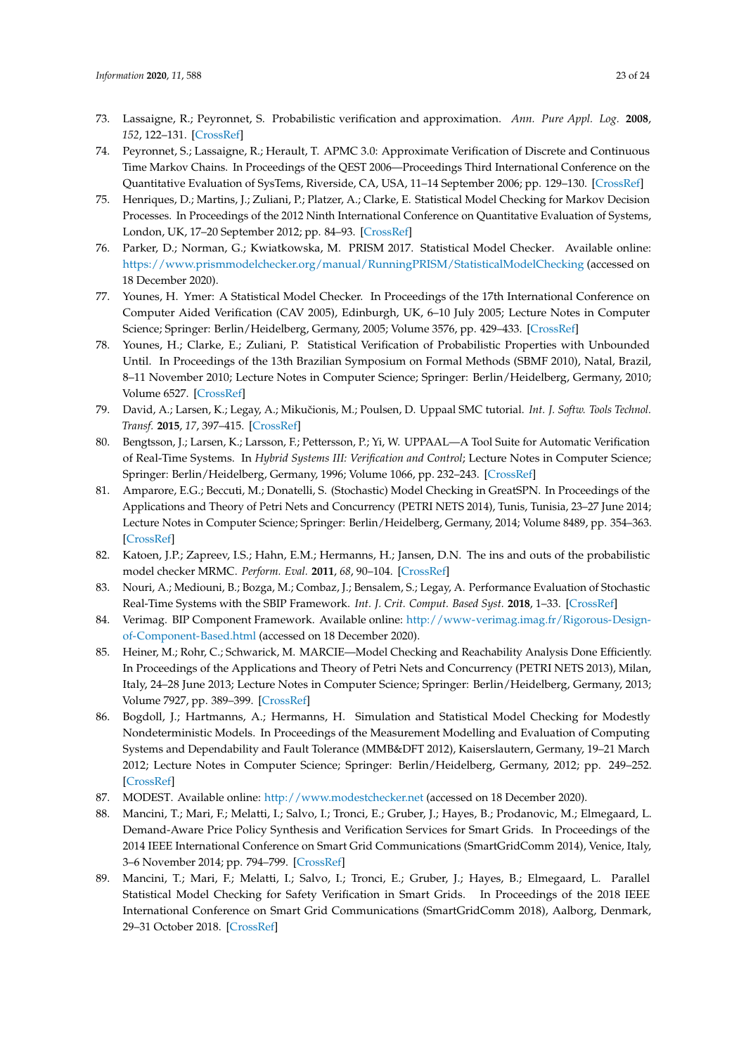73. Lassaigne, R.; Peyronnet, S. Probabilistic verification and approximation. *Ann. Pure Appl. Log.* **2008**, *152*, 122–131. [CrossRef]
74. Peyronnet, S.; Lassaigne, R.; Herault, T. APMC 3.0: Approximate Verification of Discrete and Continuous Time Markov Chains. In Proceedings of the QEST 2006—Proceedings Third International Conference on the Quantitative Evaluation of SysTems, Riverside, CA, USA, 11–14 September 2006; pp. 129–130. [CrossRef]
75. Henriques, D.; Martins, J.; Zuliani, P.; Platzer, A.; Clarke, E. Statistical Model Checking for Markov Decision Processes. In Proceedings of the 2012 Ninth International Conference on Quantitative Evaluation of Systems, London, UK, 17–20 September 2012; pp. 84–93. [CrossRef]
76. Parker, D.; Norman, G.; Kwiatkowska, M. PRISM 2017. Statistical Model Checker. Available online: https://www.prismmodelchecker.org/manual/RunningPRISM/StatisticalModelChecking (accessed on 18 December 2020).
77. Younes, H. Ymer: A Statistical Model Checker. In Proceedings of the 17th International Conference on Computer Aided Verification (CAV 2005), Edinburgh, UK, 6–10 July 2005; Lecture Notes in Computer Science; Springer: Berlin/Heidelberg, Germany, 2005; Volume 3576, pp. 429–433. [CrossRef]
78. Younes, H.; Clarke, E.; Zuliani, P. Statistical Verification of Probabilistic Properties with Unbounded Until. In Proceedings of the 13th Brazilian Symposium on Formal Methods (SBMF 2010), Natal, Brazil, 8–11 November 2010; Lecture Notes in Computer Science; Springer: Berlin/Heidelberg, Germany, 2010; Volume 6527. [CrossRef]
79. David, A.; Larsen, K.; Legay, A.; Mikučionis, M.; Poulsen, D. Uppaal SMC tutorial. *Int. J. Softw. Tools Technol. Transf.* **2015**, *17*, 397–415. [CrossRef]
80. Bengtsson, J.; Larsen, K.; Larsson, F.; Pettersson, P.; Yi, W. UPPAAL—A Tool Suite for Automatic Verification of Real-Time Systems. In *Hybrid Systems III: Verification and Control*; Lecture Notes in Computer Science; Springer: Berlin/Heidelberg, Germany, 1996; Volume 1066, pp. 232–243. [CrossRef]
81. Amparore, E.G.; Beccuti, M.; Donatelli, S. (Stochastic) Model Checking in GreatSPN. In Proceedings of the Applications and Theory of Petri Nets and Concurrency (PETRI NETS 2014), Tunis, Tunisia, 23–27 June 2014; Lecture Notes in Computer Science; Springer: Berlin/Heidelberg, Germany, 2014; Volume 8489, pp. 354–363. [CrossRef]
82. Katoen, J.P.; Zapreev, I.S.; Hahn, E.M.; Hermanns, H.; Jansen, D.N. The ins and outs of the probabilistic model checker MRMC. *Perform. Eval.* **2011**, *68*, 90–104. [CrossRef]
83. Nouri, A.; Mediouni, B.; Bozga, M.; Combaz, J.; Bensalem, S.; Legay, A. Performance Evaluation of Stochastic Real-Time Systems with the SBIP Framework. *Int. J. Crit. Comput. Based Syst.* **2018**, 1–33. [CrossRef]
84. Verimag. BIP Component Framework. Available online: http://www-verimag.imag.fr/Rigorous-Design-of-Component-Based.html (accessed on 18 December 2020).
85. Heiner, M.; Rohr, C.; Schwarick, M. MARCIE—Model Checking and Reachability Analysis Done Efficiently. In Proceedings of the Applications and Theory of Petri Nets and Concurrency (PETRI NETS 2013), Milan, Italy, 24–28 June 2013; Lecture Notes in Computer Science; Springer: Berlin/Heidelberg, Germany, 2013; Volume 7927, pp. 389–399. [CrossRef]
86. Bogdoll, J.; Hartmanns, A.; Hermanns, H. Simulation and Statistical Model Checking for Modestly Nondeterministic Models. In Proceedings of the Measurement Modelling and Evaluation of Computing Systems and Dependability and Fault Tolerance (MMB&DFT 2012), Kaiserslautern, Germany, 19–21 March 2012; Lecture Notes in Computer Science; Springer: Berlin/Heidelberg, Germany, 2012; pp. 249–252. [CrossRef]
87. MODEST. Available online: http://www.modestchecker.net (accessed on 18 December 2020).
88. Mancini, T.; Mari, F.; Melatti, I.; Salvo, I.; Tronci, E.; Gruber, J.; Hayes, B.; Prodanovic, M.; Elmegaard, L. Demand-Aware Price Policy Synthesis and Verification Services for Smart Grids. In Proceedings of the 2014 IEEE International Conference on Smart Grid Communications (SmartGridComm 2014), Venice, Italy, 3–6 November 2014; pp. 794–799. [CrossRef]
89. Mancini, T.; Mari, F.; Melatti, I.; Salvo, I.; Tronci, E.; Gruber, J.; Hayes, B.; Elmegaard, L. Parallel Statistical Model Checking for Safety Verification in Smart Grids. In Proceedings of the 2018 IEEE International Conference on Smart Grid Communications (SmartGridComm 2018), Aalborg, Denmark, 29–31 October 2018. [CrossRef]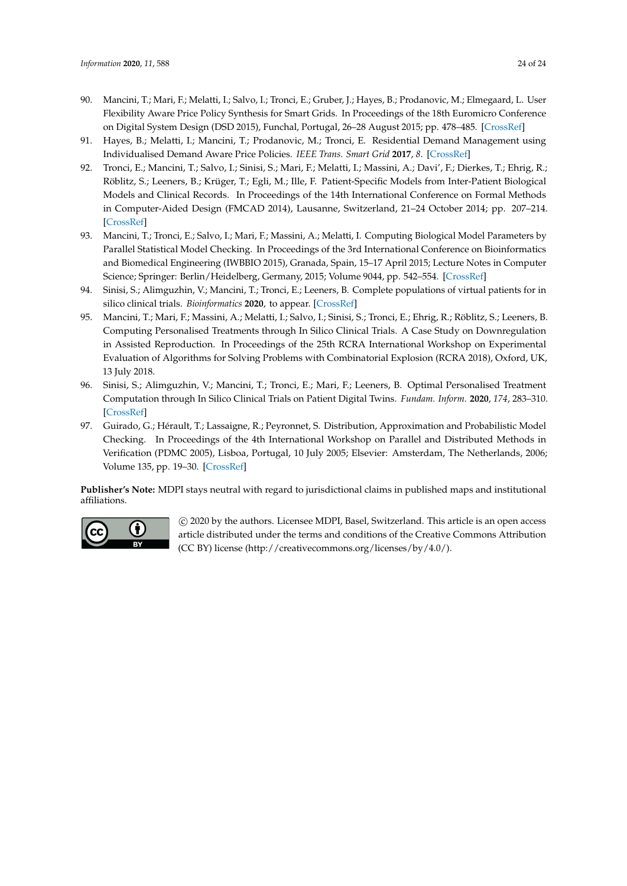90. Mancini, T.; Mari, F.; Melatti, I.; Salvo, I.; Tronci, E.; Gruber, J.; Hayes, B.; Prodanovic, M.; Elmegaard, L. User Flexibility Aware Price Policy Synthesis for Smart Grids. In Proceedings of the 18th Euromicro Conference on Digital System Design (DSD 2015), Funchal, Portugal, 26–28 August 2015; pp. 478–485. [CrossRef]
91. Hayes, B.; Melatti, I.; Mancini, T.; Prodanovic, M.; Tronci, E. Residential Demand Management using Individualised Demand Aware Price Policies. *IEEE Trans. Smart Grid* **2017**, *8*. [CrossRef]
92. Tronci, E.; Mancini, T.; Salvo, I.; Sinisi, S.; Mari, F.; Melatti, I.; Massini, A.; Davi', F.; Dierkes, T.; Ehrig, R.; Röblitz, S.; Leeners, B.; Krüger, T.; Egli, M.; Ille, F. Patient-Specific Models from Inter-Patient Biological Models and Clinical Records. In Proceedings of the 14th International Conference on Formal Methods in Computer-Aided Design (FMCAD 2014), Lausanne, Switzerland, 21–24 October 2014; pp. 207–214. [CrossRef]
93. Mancini, T.; Tronci, E.; Salvo, I.; Mari, F.; Massini, A.; Melatti, I. Computing Biological Model Parameters by Parallel Statistical Model Checking. In Proceedings of the 3rd International Conference on Bioinformatics and Biomedical Engineering (IWBBIO 2015), Granada, Spain, 15–17 April 2015; Lecture Notes in Computer Science; Springer: Berlin/Heidelberg, Germany, 2015; Volume 9044, pp. 542–554. [CrossRef]
94. Sinisi, S.; Alimguzhin, V.; Mancini, T.; Tronci, E.; Leeners, B. Complete populations of virtual patients for in silico clinical trials. *Bioinformatics* **2020**, to appear. [CrossRef]
95. Mancini, T.; Mari, F.; Massini, A.; Melatti, I.; Salvo, I.; Sinisi, S.; Tronci, E.; Ehrig, R.; Röblitz, S.; Leeners, B. Computing Personalised Treatments through In Silico Clinical Trials. A Case Study on Downregulation in Assisted Reproduction. In Proceedings of the 25th RCRA International Workshop on Experimental Evaluation of Algorithms for Solving Problems with Combinatorial Explosion (RCRA 2018), Oxford, UK, 13 July 2018.
96. Sinisi, S.; Alimguzhin, V.; Mancini, T.; Tronci, E.; Mari, F.; Leeners, B. Optimal Personalised Treatment Computation through In Silico Clinical Trials on Patient Digital Twins. *Fundam. Inform.* **2020**, *174*, 283–310. [CrossRef]
97. Guirado, G.; Hérault, T.; Lassaigne, R.; Peyronnet, S. Distribution, Approximation and Probabilistic Model Checking. In Proceedings of the 4th International Workshop on Parallel and Distributed Methods in Verification (PDMC 2005), Lisboa, Portugal, 10 July 2005; Elsevier: Amsterdam, The Netherlands, 2006; Volume 135, pp. 19–30. [CrossRef]

**Publisher's Note:** MDPI stays neutral with regard to jurisdictional claims in published maps and institutional affiliations.

© 2020 by the authors. Licensee MDPI, Basel, Switzerland. This article is an open access article distributed under the terms and conditions of the Creative Commons Attribution (CC BY) license (http://creativecommons.org/licenses/by/4.0/).